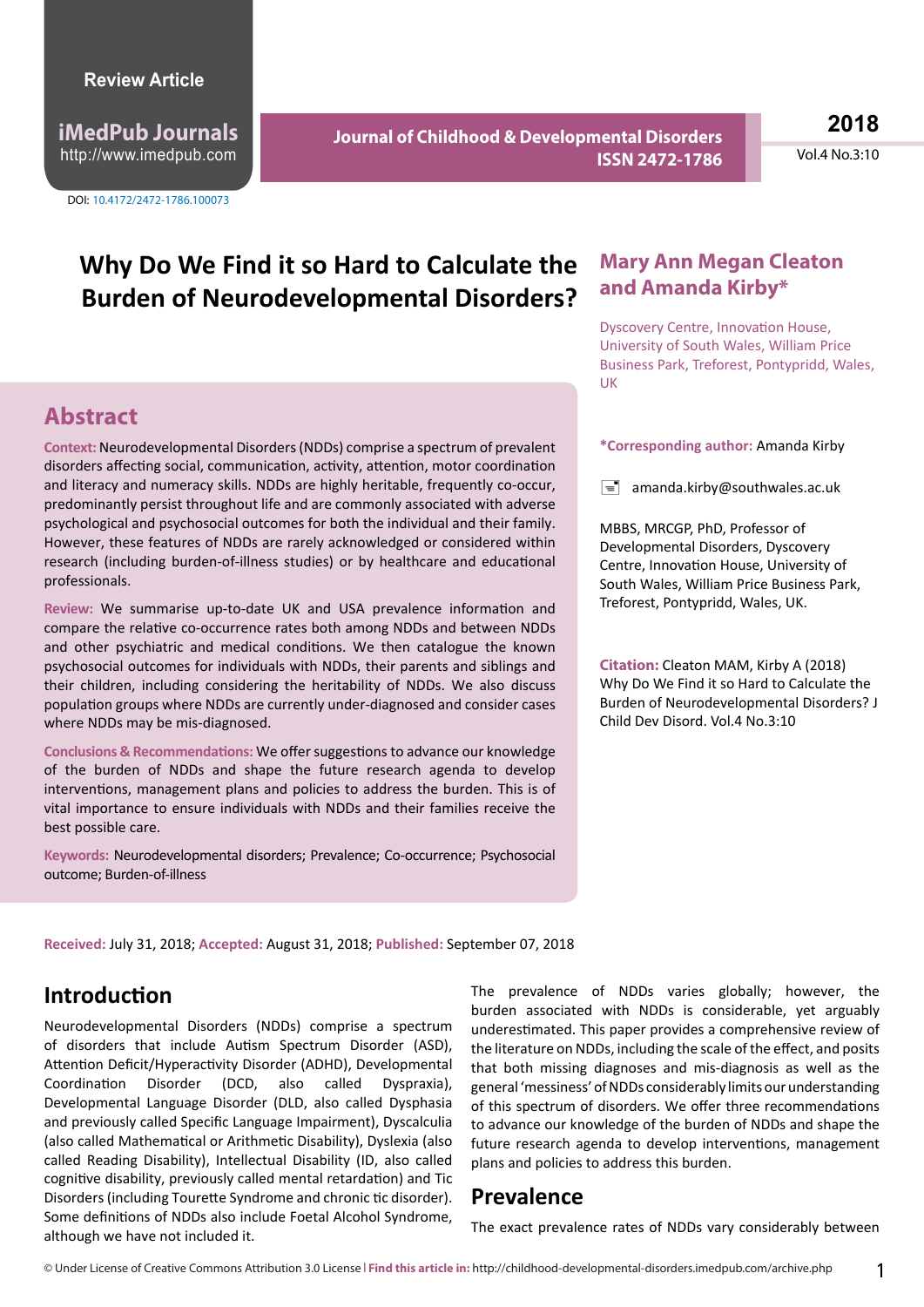Review Article

iMedPub Journals
http://www.imedpub.com

DOI: 10.4172/2472-1786.100073

Journal of Childhood & Developmental Disorders
ISSN 2472-1786

2018
Vol.4 No.3:10

# Why Do We Find it so Hard to Calculate the Burden of Neurodevelopmental Disorders?

**Mary Ann Megan Cleaton and Amanda Kirby***

Dyscovery Centre, Innovation House, University of South Wales, William Price Business Park, Treforest, Pontypridd, Wales, UK

**\*Corresponding author:** Amanda Kirby

amanda.kirby@southwales.ac.uk

MBBS, MRCGP, PhD, Professor of Developmental Disorders, Dyscovery Centre, Innovation House, University of South Wales, William Price Business Park, Treforest, Pontypridd, Wales, UK.

**Citation:** Cleaton MAM, Kirby A (2018) Why Do We Find it so Hard to Calculate the Burden of Neurodevelopmental Disorders? J Child Dev Disord. Vol.4 No.3:10

## Abstract

**Context:** Neurodevelopmental Disorders (NDDs) comprise a spectrum of prevalent disorders affecting social, communication, activity, attention, motor coordination and literacy and numeracy skills. NDDs are highly heritable, frequently co-occur, predominantly persist throughout life and are commonly associated with adverse psychological and psychosocial outcomes for both the individual and their family. However, these features of NDDs are rarely acknowledged or considered within research (including burden-of-illness studies) or by healthcare and educational professionals.

**Review:** We summarise up-to-date UK and USA prevalence information and compare the relative co-occurrence rates both among NDDs and between NDDs and other psychiatric and medical conditions. We then catalogue the known psychosocial outcomes for individuals with NDDs, their parents and siblings and their children, including considering the heritability of NDDs. We also discuss population groups where NDDs are currently under-diagnosed and consider cases where NDDs may be mis-diagnosed.

**Conclusions & Recommendations:** We offer suggestions to advance our knowledge of the burden of NDDs and shape the future research agenda to develop interventions, management plans and policies to address the burden. This is of vital importance to ensure individuals with NDDs and their families receive the best possible care.

**Keywords:** Neurodevelopmental disorders; Prevalence; Co-occurrence; Psychosocial outcome; Burden-of-illness

**Received:** July 31, 2018; **Accepted:** August 31, 2018; **Published:** September 07, 2018

## Introduction

Neurodevelopmental Disorders (NDDs) comprise a spectrum of disorders that include Autism Spectrum Disorder (ASD), Attention Deficit/Hyperactivity Disorder (ADHD), Developmental Coordination Disorder (DCD, also called Dyspraxia), Developmental Language Disorder (DLD, also called Dysphasia and previously called Specific Language Impairment), Dyscalculia (also called Mathematical or Arithmetic Disability), Dyslexia (also called Reading Disability), Intellectual Disability (ID, also called cognitive disability, previously called mental retardation) and Tic Disorders (including Tourette Syndrome and chronic tic disorder). Some definitions of NDDs also include Foetal Alcohol Syndrome, although we have not included it.

The prevalence of NDDs varies globally; however, the burden associated with NDDs is considerable, yet arguably underestimated. This paper provides a comprehensive review of the literature on NDDs, including the scale of the effect, and posits that both missing diagnoses and mis-diagnosis as well as the general 'messiness' of NDDs considerably limits our understanding of this spectrum of disorders. We offer three recommendations to advance our knowledge of the burden of NDDs and shape the future research agenda to develop interventions, management plans and policies to address this burden.

## Prevalence

The exact prevalence rates of NDDs vary considerably between

© Under License of Creative Commons Attribution 3.0 License | **Find this article in:** http://childhood-developmental-disorders.imedpub.com/archive.php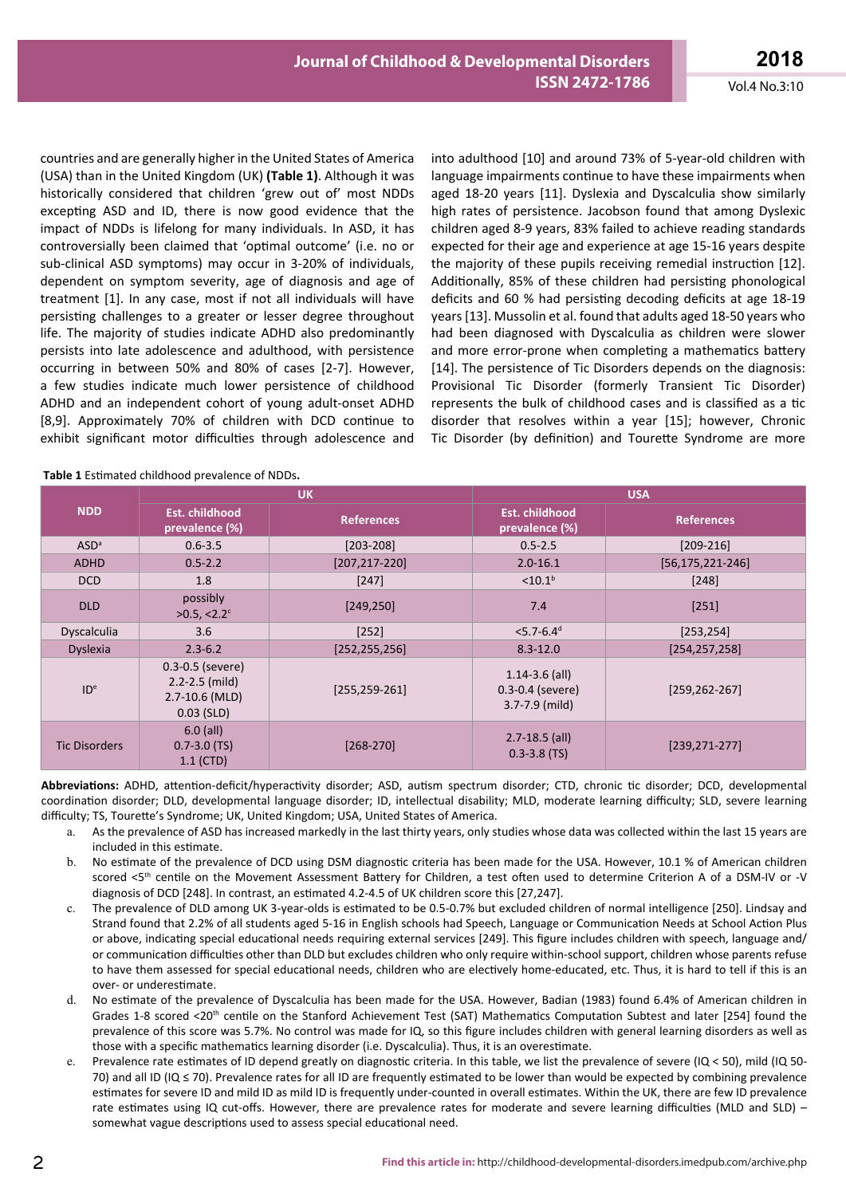countries and are generally higher in the United States of America (USA) than in the United Kingdom (UK) **(Table 1)**. Although it was historically considered that children 'grew out of' most NDDs excepting ASD and ID, there is now good evidence that the impact of NDDs is lifelong for many individuals. In ASD, it has controversially been claimed that 'optimal outcome' (i.e. no or sub-clinical ASD symptoms) may occur in 3-20% of individuals, dependent on symptom severity, age of diagnosis and age of treatment [1]. In any case, most if not all individuals will have persisting challenges to a greater or lesser degree throughout life. The majority of studies indicate ADHD also predominantly persists into late adolescence and adulthood, with persistence occurring in between 50% and 80% of cases [2-7]. However, a few studies indicate much lower persistence of childhood ADHD and an independent cohort of young adult-onset ADHD [8,9]. Approximately 70% of children with DCD continue to exhibit significant motor difficulties through adolescence and into adulthood [10] and around 73% of 5-year-old children with language impairments continue to have these impairments when aged 18-20 years [11]. Dyslexia and Dyscalculia show similarly high rates of persistence. Jacobson found that among Dyslexic children aged 8-9 years, 83% failed to achieve reading standards expected for their age and experience at age 15-16 years despite the majority of these pupils receiving remedial instruction [12]. Additionally, 85% of these children had persisting phonological deficits and 60 % had persisting decoding deficits at age 18-19 years [13]. Mussolin et al. found that adults aged 18-50 years who had been diagnosed with Dyscalculia as children were slower and more error-prone when completing a mathematics battery [14]. The persistence of Tic Disorders depends on the diagnosis: Provisional Tic Disorder (formerly Transient Tic Disorder) represents the bulk of childhood cases and is classified as a tic disorder that resolves within a year [15]; however, Chronic Tic Disorder (by definition) and Tourette Syndrome are more

**Table 1** Estimated childhood prevalence of NDDs**.**

| NDD | UK | | USA | |
|---|---|---|---|---|
| | Est. childhood prevalence (%) | References | Est. childhood prevalence (%) | References |
| ASD[a] | 0.6-3.5 | [203-208] | 0.5-2.5 | [209-216] |
| ADHD | 0.5-2.2 | [207,217-220] | 2.0-16.1 | [56,175,221-246] |
| DCD | 1.8 | [247] | <10.1[b] | [248] |
| DLD | possibly >0.5, <2.2[c] | [249,250] | 7.4 | [251] |
| Dyscalculia | 3.6 | [252] | <5.7-6.4[d] | [253,254] |
| Dyslexia | 2.3-6.2 | [252,255,256] | 8.3-12.0 | [254,257,258] |
| ID[e] | 0.3-0.5 (severe) 2.2-2.5 (mild) 2.7-10.6 (MLD) 0.03 (SLD) | [255,259-261] | 1.14-3.6 (all) 0.3-0.4 (severe) 3.7-7.9 (mild) | [259,262-267] |
| Tic Disorders | 6.0 (all) 0.7-3.0 (TS) 1.1 (CTD) | [268-270] | 2.7-18.5 (all) 0.3-3.8 (TS) | [239,271-277] |

**Abbreviations:** ADHD, attention-deficit/hyperactivity disorder; ASD, autism spectrum disorder; CTD, chronic tic disorder; DCD, developmental coordination disorder; DLD, developmental language disorder; ID, intellectual disability; MLD, moderate learning difficulty; SLD, severe learning difficulty; TS, Tourette's Syndrome; UK, United Kingdom; USA, United States of America.

a. As the prevalence of ASD has increased markedly in the last thirty years, only studies whose data was collected within the last 15 years are included in this estimate.
b. No estimate of the prevalence of DCD using DSM diagnostic criteria has been made for the USA. However, 10.1 % of American children scored <5th centile on the Movement Assessment Battery for Children, a test often used to determine Criterion A of a DSM-IV or -V diagnosis of DCD [248]. In contrast, an estimated 4.2-4.5 of UK children score this [27,247].
c. The prevalence of DLD among UK 3-year-olds is estimated to be 0.5-0.7% but excluded children of normal intelligence [250]. Lindsay and Strand found that 2.2% of all students aged 5-16 in English schools had Speech, Language or Communication Needs at School Action Plus or above, indicating special educational needs requiring external services [249]. This figure includes children with speech, language and/or communication difficulties other than DLD but excludes children who only require within-school support, children whose parents refuse to have them assessed for special educational needs, children who are electively home-educated, etc. Thus, it is hard to tell if this is an over- or underestimate.
d. No estimate of the prevalence of Dyscalculia has been made for the USA. However, Badian (1983) found 6.4% of American children in Grades 1-8 scored <20th centile on the Stanford Achievement Test (SAT) Mathematics Computation Subtest and later [254] found the prevalence of this score was 5.7%. No control was made for IQ, so this figure includes children with general learning disorders as well as those with a specific mathematics learning disorder (i.e. Dyscalculia). Thus, it is an overestimate.
e. Prevalence rate estimates of ID depend greatly on diagnostic criteria. In this table, we list the prevalence of severe (IQ < 50), mild (IQ 50-70) and all ID (IQ ≤ 70). Prevalence rates for all ID are frequently estimated to be lower than would be expected by combining prevalence estimates for severe ID and mild ID as mild ID is frequently under-counted in overall estimates. Within the UK, there are few ID prevalence rate estimates using IQ cut-offs. However, there are prevalence rates for moderate and severe learning difficulties (MLD and SLD) – somewhat vague descriptions used to assess special educational need.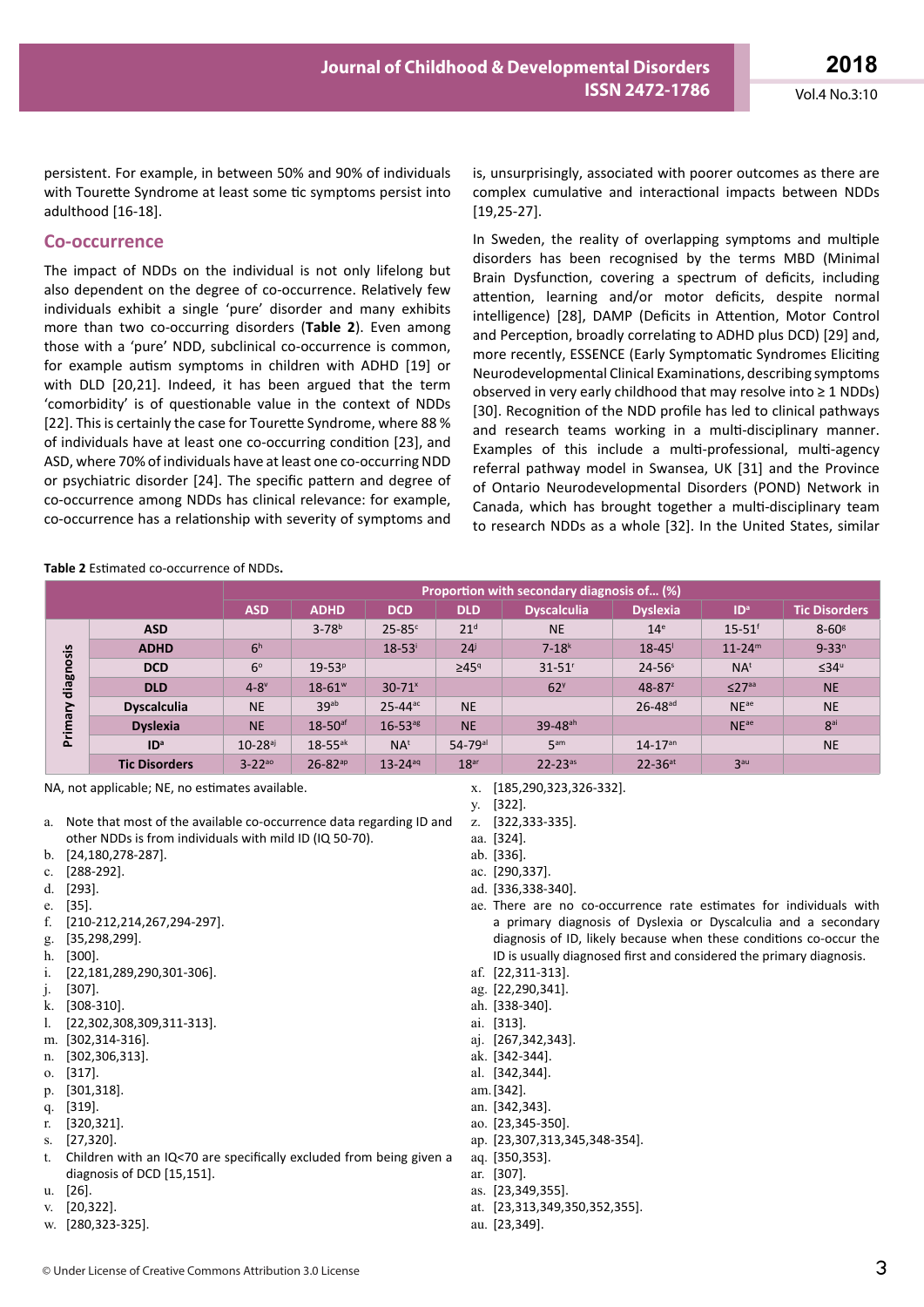persistent. For example, in between 50% and 90% of individuals with Tourette Syndrome at least some tic symptoms persist into adulthood [16-18].

## Co-occurrence

The impact of NDDs on the individual is not only lifelong but also dependent on the degree of co-occurrence. Relatively few individuals exhibit a single 'pure' disorder and many exhibits more than two co-occurring disorders (**Table 2**). Even among those with a 'pure' NDD, subclinical co-occurrence is common, for example autism symptoms in children with ADHD [19] or with DLD [20,21]. Indeed, it has been argued that the term 'comorbidity' is of questionable value in the context of NDDs [22]. This is certainly the case for Tourette Syndrome, where 88 % of individuals have at least one co-occurring condition [23], and ASD, where 70% of individuals have at least one co-occurring NDD or psychiatric disorder [24]. The specific pattern and degree of co-occurrence among NDDs has clinical relevance: for example, co-occurrence has a relationship with severity of symptoms and is, unsurprisingly, associated with poorer outcomes as there are complex cumulative and interactional impacts between NDDs [19,25-27].

In Sweden, the reality of overlapping symptoms and multiple disorders has been recognised by the terms MBD (Minimal Brain Dysfunction, covering a spectrum of deficits, including attention, learning and/or motor deficits, despite normal intelligence) [28], DAMP (Deficits in Attention, Motor Control and Perception, broadly correlating to ADHD plus DCD) [29] and, more recently, ESSENCE (Early Symptomatic Syndromes Eliciting Neurodevelopmental Clinical Examinations, describing symptoms observed in very early childhood that may resolve into ≥ 1 NDDs) [30]. Recognition of the NDD profile has led to clinical pathways and research teams working in a multi-disciplinary manner. Examples of this include a multi-professional, multi-agency referral pathway model in Swansea, UK [31] and the Province of Ontario Neurodevelopmental Disorders (POND) Network in Canada, which has brought together a multi-disciplinary team to research NDDs as a whole [32]. In the United States, similar

**Table 2** Estimated co-occurrence of NDDs.

| | | Proportion with secondary diagnosis of... (%) | | | | | | | |
|---|---|---|---|---|---|---|---|---|---|
| | | ASD | ADHD | DCD | DLD | Dyscalculia | Dyslexia | ID[a] | Tic Disorders |
| Primary diagnosis | ASD | | 3-78[b] | 25-85[c] | 21[d] | NE | 14[e] | 15-51[f] | 8-60[g] |
| | ADHD | 6[h] | | 18-53[i] | 24[j] | 7-18[k] | 18-45[l] | 11-24[m] | 9-33[n] |
| | DCD | 6[o] | 19-53[p] | | ≥45[q] | 31-51[r] | 24-56[s] | NA[t] | ≤34[u] |
| | DLD | 4-8[v] | 18-61[w] | 30-71[x] | | 62[y] | 48-87[z] | ≤27[aa] | NE |
| | Dyscalculia | NE | 39[ab] | 25-44[ac] | NE | | 26-48[ad] | NE[ae] | NE |
| | Dyslexia | NE | 18-50[af] | 16-53[ag] | NE | 39-48[ah] | | NE[ae] | 8[ai] |
| | ID[a] | 10-28[aj] | 18-55[ak] | NA[t] | 54-79[al] | 5[am] | 14-17[an] | | NE |
| | Tic Disorders | 3-22[ao] | 26-82[ap] | 13-24[aq] | 18[ar] | 22-23[as] | 22-36[at] | 3[au] | |

NA, not applicable; NE, no estimates available.

a. Note that most of the available co-occurrence data regarding ID and other NDDs is from individuals with mild ID (IQ 50-70).
b. [24,180,278-287].
c. [288-292].
d. [293].
e. [35].
f. [210-212,214,267,294-297].
g. [35,298,299].
h. [300].
i. [22,181,289,290,301-306].
j. [307].
k. [308-310].
l. [22,302,308,309,311-313].
m. [302,314-316].
n. [302,306,313].
o. [317].
p. [301,318].
q. [319].
r. [320,321].
s. [27,320].
t. Children with an IQ<70 are specifically excluded from being given a diagnosis of DCD [15,151].
u. [26].
v. [20,322].
w. [280,323-325].
x. [185,290,323,326-332].
y. [322].
z. [322,333-335].
aa. [324].
ab. [336].
ac. [290,337].
ad. [336,338-340].
ae. There are no co-occurrence rate estimates for individuals with a primary diagnosis of Dyslexia or Dyscalculia and a secondary diagnosis of ID, likely because when these conditions co-occur the ID is usually diagnosed first and considered the primary diagnosis.
af. [22,311-313].
ag. [22,290,341].
ah. [338-340].
ai. [313].
aj. [267,342,343].
ak. [342-344].
al. [342,344].
am. [342].
an. [342,343].
ao. [23,345-350].
ap. [23,307,313,345,348-354].
aq. [350,353].
ar. [307].
as. [23,349,355].
at. [23,313,349,350,352,355].
au. [23,349].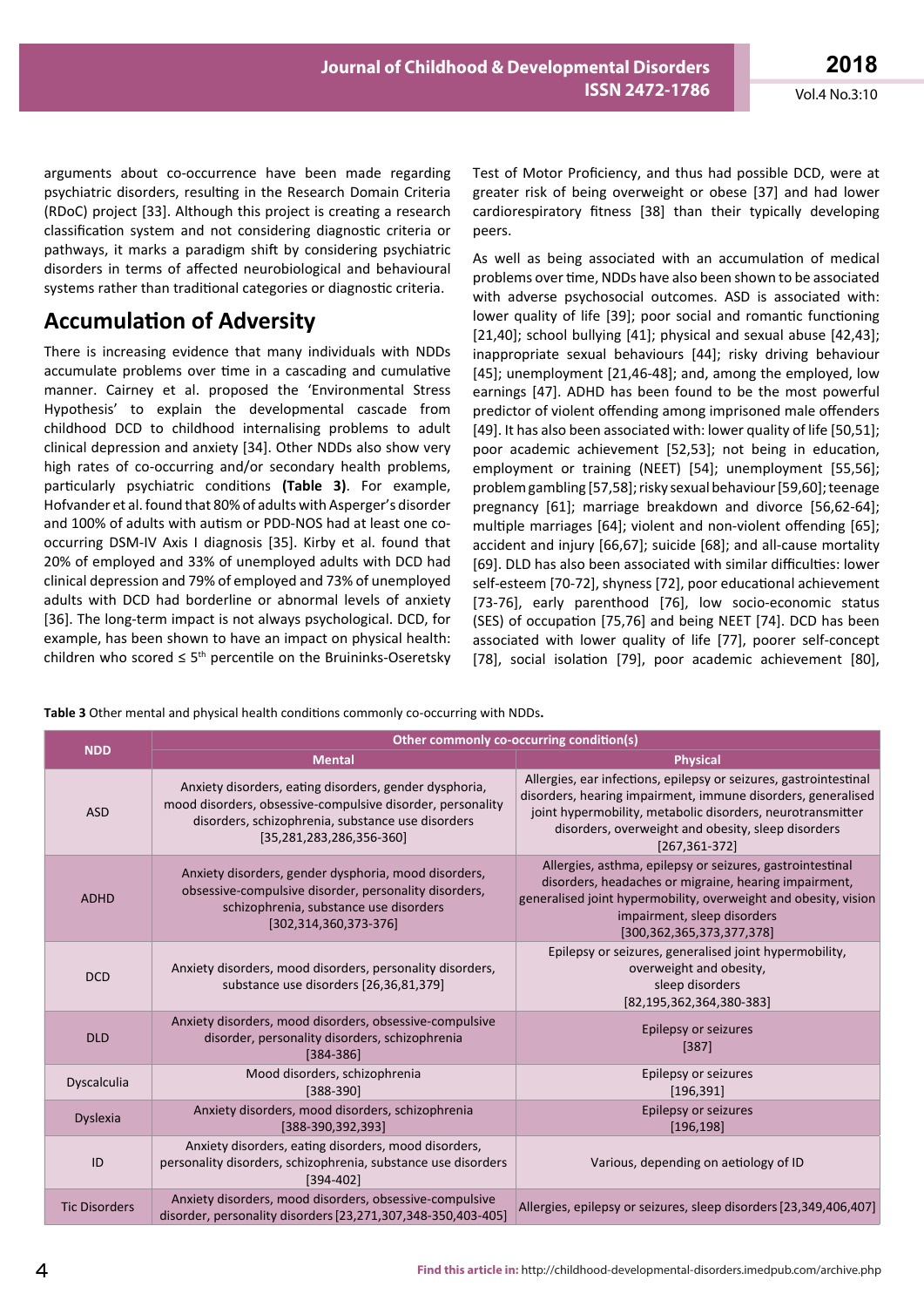arguments about co-occurrence have been made regarding psychiatric disorders, resulting in the Research Domain Criteria (RDoC) project [33]. Although this project is creating a research classification system and not considering diagnostic criteria or pathways, it marks a paradigm shift by considering psychiatric disorders in terms of affected neurobiological and behavioural systems rather than traditional categories or diagnostic criteria.

## Accumulation of Adversity

There is increasing evidence that many individuals with NDDs accumulate problems over time in a cascading and cumulative manner. Cairney et al. proposed the 'Environmental Stress Hypothesis' to explain the developmental cascade from childhood DCD to childhood internalising problems to adult clinical depression and anxiety [34]. Other NDDs also show very high rates of co-occurring health problems, particularly psychiatric conditions **(Table 3)**. For example, Hofvander et al. found that 80% of adults with Asperger's disorder and 100% of adults with autism or PDD-NOS had at least one co-occurring DSM-IV Axis I diagnosis [35]. Kirby et al. found that 20% of employed and 33% of unemployed adults with DCD had clinical depression and 79% of employed and 73% of unemployed adults with DCD had borderline or abnormal levels of anxiety [36]. The long-term impact is not always psychological. DCD, for example, has been shown to have an impact on physical health: children who scored ≤ 5th percentile on the Bruininks-Oseretsky Test of Motor Proficiency, and thus had possible DCD, were at greater risk of being overweight or obese [37] and had lower cardiorespiratory fitness [38] than their typically developing peers.

As well as being associated with an accumulation of medical problems over time, NDDs have also been shown to be associated with adverse psychosocial outcomes. ASD is associated with: lower quality of life [39]; poor social and romantic functioning [21,40]; school bullying [41]; physical and sexual abuse [42,43]; inappropriate sexual behaviours [44]; risky driving behaviour [45]; unemployment [21,46-48]; and, among the employed, low earnings [47]. ADHD has been found to be the most powerful predictor of violent offending among imprisoned male offenders [49]. It has also been associated with: lower quality of life [50,51]; poor academic achievement [52,53]; not being in education, employment or training (NEET) [54]; unemployment [55,56]; problem gambling [57,58]; risky sexual behaviour [59,60]; teenage pregnancy [61]; marriage breakdown and divorce [56,62-64]; multiple marriages [64]; violent and non-violent offending [65]; accident and injury [66,67]; suicide [68]; and all-cause mortality [69]. DLD has also been associated with similar difficulties: lower self-esteem [70-72], shyness [72], poor educational achievement [73-76], early parenthood [76], low socio-economic status (SES) of occupation [75,76] and being NEET [74]. DCD has been associated with lower quality of life [77], poorer self-concept [78], social isolation [79], poor academic achievement [80],

**Table 3** Other mental and physical health conditions commonly co-occurring with NDDs.

| NDD | Other commonly co-occurring condition(s) | |
|---|---|---|
| | Mental | Physical |
| ASD | Anxiety disorders, eating disorders, gender dysphoria, mood disorders, obsessive-compulsive disorder, personality disorders, schizophrenia, substance use disorders [35,281,283,286,356-360] | Allergies, ear infections, epilepsy or seizures, gastrointestinal disorders, hearing impairment, immune disorders, generalised joint hypermobility, metabolic disorders, neurotransmitter disorders, overweight and obesity, sleep disorders [267,361-372] |
| ADHD | Anxiety disorders, gender dysphoria, mood disorders, obsessive-compulsive disorder, personality disorders, schizophrenia, substance use disorders [302,314,360,373-376] | Allergies, asthma, epilepsy or seizures, gastrointestinal disorders, headaches or migraine, hearing impairment, generalised joint hypermobility, overweight and obesity, vision impairment, sleep disorders [300,362,365,373,377,378] |
| DCD | Anxiety disorders, mood disorders, personality disorders, substance use disorders [26,36,81,379] | Epilepsy or seizures, generalised joint hypermobility, overweight and obesity, sleep disorders [82,195,362,364,380-383] |
| DLD | Anxiety disorders, mood disorders, obsessive-compulsive disorder, personality disorders, schizophrenia [384-386] | Epilepsy or seizures [387] |
| Dyscalculia | Mood disorders, schizophrenia [388-390] | Epilepsy or seizures [196,391] |
| Dyslexia | Anxiety disorders, mood disorders, schizophrenia [388-390,392,393] | Epilepsy or seizures [196,198] |
| ID | Anxiety disorders, eating disorders, mood disorders, personality disorders, schizophrenia, substance use disorders [394-402] | Various, depending on aetiology of ID |
| Tic Disorders | Anxiety disorders, mood disorders, obsessive-compulsive disorder, personality disorders [23,271,307,348-350,403-405] | Allergies, epilepsy or seizures, sleep disorders [23,349,406,407] |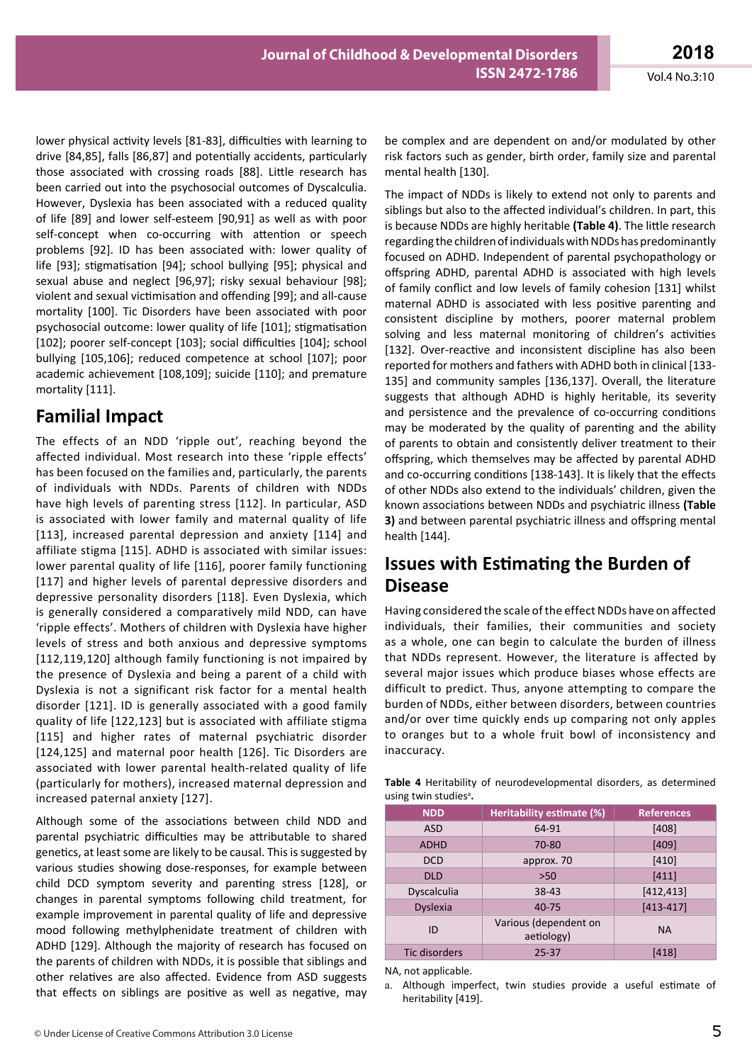lower physical activity levels [81-83], difficulties with learning to drive [84,85], falls [86,87] and potentially accidents, particularly those associated with crossing roads [88]. Little research has been carried out into the psychosocial outcomes of Dyscalculia. However, Dyslexia has been associated with a reduced quality of life [89] and lower self-esteem [90,91] as well as with poor self-concept when co-occurring with attention or speech problems [92]. ID has been associated with: lower quality of life [93]; stigmatisation [94]; school bullying [95]; physical and sexual abuse and neglect [96,97]; risky sexual behaviour [98]; violent and sexual victimisation and offending [99]; and all-cause mortality [100]. Tic Disorders have been associated with poor psychosocial outcome: lower quality of life [101]; stigmatisation [102]; poorer self-concept [103]; social difficulties [104]; school bullying [105,106]; reduced competence at school [107]; poor academic achievement [108,109]; suicide [110]; and premature mortality [111].

## Familial Impact

The effects of an NDD 'ripple out', reaching beyond the affected individual. Most research into these 'ripple effects' has been focused on the families and, particularly, the parents of individuals with NDDs. Parents of children with NDDs have high levels of parenting stress [112]. In particular, ASD is associated with lower family and maternal quality of life [113], increased parental depression and anxiety [114] and affiliate stigma [115]. ADHD is associated with similar issues: lower parental quality of life [116], poorer family functioning [117] and higher levels of parental depressive disorders and depressive personality disorders [118]. Even Dyslexia, which is generally considered a comparatively mild NDD, can have 'ripple effects'. Mothers of children with Dyslexia have higher levels of stress and both anxious and depressive symptoms [112,119,120] although family functioning is not impaired by the presence of Dyslexia and being a parent of a child with Dyslexia is not a significant risk factor for a mental health disorder [121]. ID is generally associated with a good family quality of life [122,123] but is associated with affiliate stigma [115] and higher rates of maternal psychiatric disorder [124,125] and maternal poor health [126]. Tic Disorders are associated with lower parental health-related quality of life (particularly for mothers), increased maternal depression and increased paternal anxiety [127].

Although some of the associations between child NDD and parental psychiatric difficulties may be attributable to shared genetics, at least some are likely to be causal. This is suggested by various studies showing dose-responses, for example between child DCD symptom severity and parenting stress [128], or changes in parental symptoms following child treatment, for example improvement in parental quality of life and depressive mood following methylphenidate treatment of children with ADHD [129]. Although the majority of research has focused on the parents of children with NDDs, it is possible that siblings and other relatives are also affected. Evidence from ASD suggests that effects on siblings are positive as well as negative, may be complex and are dependent on and/or modulated by other risk factors such as gender, birth order, family size and parental mental health [130].

The impact of NDDs is likely to extend not only to parents and siblings but also to the affected individual's children. In part, this is because NDDs are highly heritable **(Table 4)**. The little research regarding the children of individuals with NDDs has predominantly focused on ADHD. Independent of parental psychopathology or offspring ADHD, parental ADHD is associated with high levels of family conflict and low levels of family cohesion [131] whilst maternal ADHD is associated with less positive parenting and consistent discipline by mothers, poorer maternal problem solving and less maternal monitoring of children's activities [132]. Over-reactive and inconsistent discipline has also been reported for mothers and fathers with ADHD both in clinical [133-135] and community samples [136,137]. Overall, the literature suggests that although ADHD is highly heritable, its severity and persistence and the prevalence of co-occurring conditions may be moderated by the quality of parenting and the ability of parents to obtain and consistently deliver treatment to their offspring, which themselves may be affected by parental ADHD and co-occurring conditions [138-143]. It is likely that the effects of other NDDs also extend to the individuals' children, given the known associations between NDDs and psychiatric illness **(Table 3)** and between parental psychiatric illness and offspring mental health [144].

## Issues with Estimating the Burden of Disease

Having considered the scale of the effect NDDs have on affected individuals, their families, their communities and society as a whole, one can begin to calculate the burden of illness that NDDs represent. However, the literature is affected by several major issues which produce biases whose effects are difficult to predict. Thus, anyone attempting to compare the burden of NDDs, either between disorders, between countries and/or over time quickly ends up comparing not only apples to oranges but to a whole fruit bowl of inconsistency and inaccuracy.

**Table 4** Heritability of neurodevelopmental disorders, as determined using twin studies[a].

| NDD | Heritability estimate (%) | References |
|---|---|---|
| ASD | 64-91 | [408] |
| ADHD | 70-80 | [409] |
| DCD | approx. 70 | [410] |
| DLD | >50 | [411] |
| Dyscalculia | 38-43 | [412,413] |
| Dyslexia | 40-75 | [413-417] |
| ID | Various (dependent on aetiology) | NA |
| Tic disorders | 25-37 | [418] |

NA, not applicable.

a. Although imperfect, twin studies provide a useful estimate of heritability [419].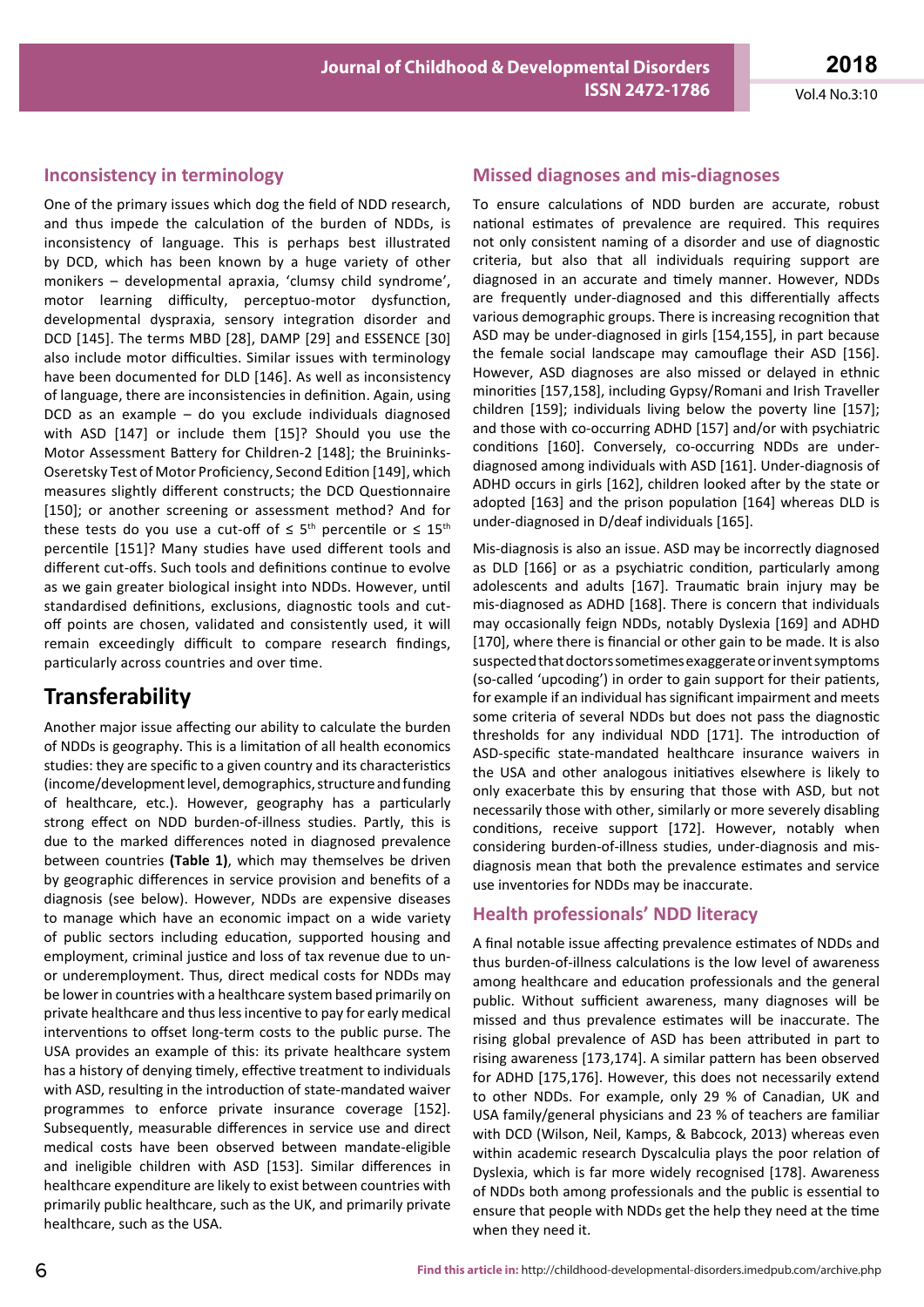## Inconsistency in terminology

One of the primary issues which dog the field of NDD research, and thus impede the calculation of the burden of NDDs, is inconsistency of language. This is perhaps best illustrated by DCD, which has been known by a huge variety of other monikers – developmental apraxia, 'clumsy child syndrome', motor learning difficulty, perceptuo-motor dysfunction, developmental dyspraxia, sensory integration disorder and DCD [145]. The terms MBD [28], DAMP [29] and ESSENCE [30] also include motor difficulties. Similar issues with terminology have been documented for DLD [146]. As well as inconsistency of language, there are inconsistencies in definition. Again, using DCD as an example – do you exclude individuals diagnosed with ASD [147] or include them [15]? Should you use the Motor Assessment Battery for Children-2 [148]; the Bruininks-Oseretsky Test of Motor Proficiency, Second Edition [149], which measures slightly different constructs; the DCD Questionnaire [150]; or another screening or assessment method? And for these tests do you use a cut-off of ≤ 5th percentile or ≤ 15th percentile [151]? Many studies have used different tools and different cut-offs. Such tools and definitions continue to evolve as we gain greater biological insight into NDDs. However, until standardised definitions, exclusions, diagnostic tools and cut-off points are chosen, validated and consistently used, it will remain exceedingly difficult to compare research findings, particularly across countries and over time.

## Transferability

Another major issue affecting our ability to calculate the burden of NDDs is geography. This is a limitation of all health economics studies: they are specific to a given country and its characteristics (income/development level, demographics, structure and funding of healthcare, etc.). However, geography has a particularly strong effect on NDD burden-of-illness studies. Partly, this is due to the marked differences noted in diagnosed prevalence between countries **(Table 1)**, which may themselves be driven by geographic differences in service provision and benefits of a diagnosis (see below). However, NDDs are expensive diseases to manage which have an economic impact on a wide variety of public sectors including education, supported housing and employment, criminal justice and loss of tax revenue due to un- or underemployment. Thus, direct medical costs for NDDs may be lower in countries with a healthcare system based primarily on private healthcare and thus less incentive to pay for early medical interventions to offset long-term costs to the public purse. The USA provides an example of this: its private healthcare system has a history of denying timely, effective treatment to individuals with ASD, resulting in the introduction of state-mandated waiver programmes to enforce private insurance coverage [152]. Subsequently, measurable differences in service use and direct medical costs have been observed between mandate-eligible and ineligible children with ASD [153]. Similar differences in healthcare expenditure are likely to exist between countries with primarily public healthcare, such as the UK, and primarily private healthcare, such as the USA.

## Missed diagnoses and mis-diagnoses

To ensure calculations of NDD burden are accurate, robust national estimates of prevalence are required. This requires not only consistent naming of a disorder and use of diagnostic criteria, but also that all individuals requiring support are diagnosed in an accurate and timely manner. However, NDDs are frequently under-diagnosed and this differentially affects various demographic groups. There is increasing recognition that ASD may be under-diagnosed in girls [154,155], in part because the female social landscape may camouflage their ASD [156]. However, ASD diagnoses are also missed or delayed in ethnic minorities [157,158], including Gypsy/Romani and Irish Traveller children [159]; individuals living below the poverty line [157]; and those with co-occurring ADHD [157] and/or with psychiatric conditions [160]. Conversely, co-occurring NDDs are under-diagnosed among individuals with ASD [161]. Under-diagnosis of ADHD occurs in girls [162], children looked after by the state or adopted [163] and the prison population [164] whereas DLD is under-diagnosed in D/deaf individuals [165].

Mis-diagnosis is also an issue. ASD may be incorrectly diagnosed as DLD [166] or as a psychiatric condition, particularly among adolescents and adults [167]. Traumatic brain injury may be mis-diagnosed as ADHD [168]. There is concern that individuals may occasionally feign NDDs, notably Dyslexia [169] and ADHD [170], where there is financial or other gain to be made. It is also suspected that doctors sometimes exaggerate or invent symptoms (so-called 'upcoding') in order to gain support for their patients, for example if an individual has significant impairment and meets some criteria of several NDDs but does not pass the diagnostic thresholds for any individual NDD [171]. The introduction of ASD-specific state-mandated healthcare insurance waivers in the USA and other analogous initiatives elsewhere is likely to only exacerbate this by ensuring that those with ASD, but not necessarily those with other, similarly or more severely disabling conditions, receive support [172]. However, notably when considering burden-of-illness studies, under-diagnosis and mis-diagnosis mean that both the prevalence estimates and service use inventories for NDDs may be inaccurate.

## Health professionals' NDD literacy

A final notable issue affecting prevalence estimates of NDDs and thus burden-of-illness calculations is the low level of awareness among healthcare and education professionals and the general public. Without sufficient awareness, many diagnoses will be missed and thus prevalence estimates will be inaccurate. The rising global prevalence of ASD has been attributed in part to rising awareness [173,174]. A similar pattern has been observed for ADHD [175,176]. However, this does not necessarily extend to other NDDs. For example, only 29 % of Canadian, UK and USA family/general physicians and 23 % of teachers are familiar with DCD (Wilson, Neil, Kamps, & Babcock, 2013) whereas even within academic research Dyscalculia plays the poor relation of Dyslexia, which is far more widely recognised [178]. Awareness of NDDs both among professionals and the public is essential to ensure that people with NDDs get the help they need at the time when they need it.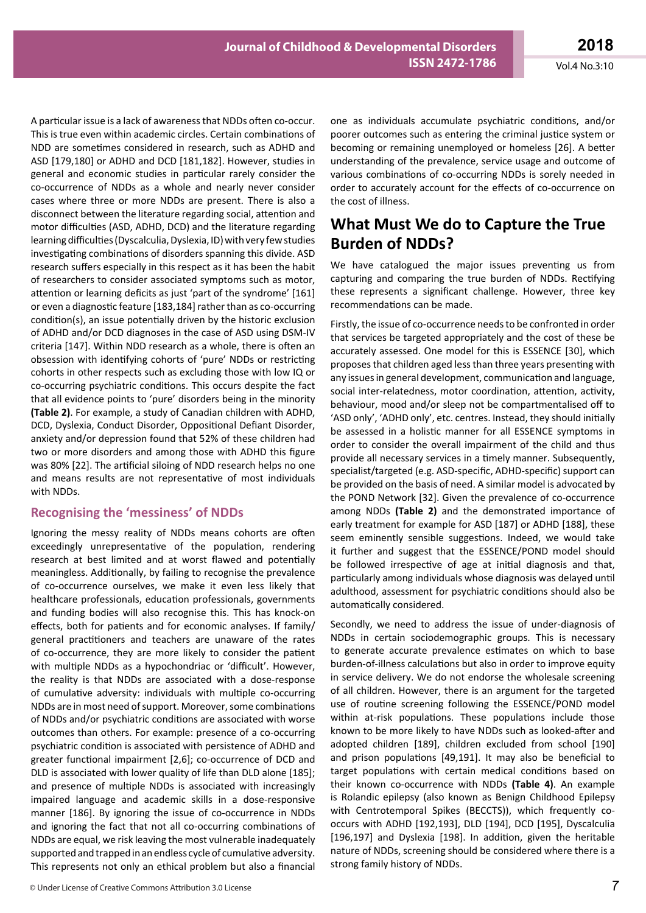A particular issue is a lack of awareness that NDDs often co-occur. This is true even within academic circles. Certain combinations of NDD are sometimes considered in research, such as ADHD and ASD [179,180] or ADHD and DCD [181,182]. However, studies in general and economic studies in particular rarely consider the co-occurrence of NDDs as a whole and nearly never consider cases where three or more NDDs are present. There is also a disconnect between the literature regarding social, attention and motor difficulties (ASD, ADHD, DCD) and the literature regarding learning difficulties (Dyscalculia, Dyslexia, ID) with very few studies investigating combinations of disorders spanning this divide. ASD research suffers especially in this respect as it has been the habit of researchers to consider associated symptoms such as motor, attention or learning deficits as just 'part of the syndrome' [161] or even a diagnostic feature [183,184] rather than as co-occurring condition(s), an issue potentially driven by the historic exclusion of ADHD and/or DCD diagnoses in the case of ASD using DSM-IV criteria [147]. Within NDD research as a whole, there is often an obsession with identifying cohorts of 'pure' NDDs or restricting cohorts in other respects such as excluding those with low IQ or co-occurring psychiatric conditions. This occurs despite the fact that all evidence points to 'pure' disorders being in the minority **(Table 2)**. For example, a study of Canadian children with ADHD, DCD, Dyslexia, Conduct Disorder, Oppositional Defiant Disorder, anxiety and/or depression found that 52% of these children had two or more disorders and among those with ADHD this figure was 80% [22]. The artificial siloing of NDD research helps no one and means results are not representative of most individuals with NDDs.

## Recognising the 'messiness' of NDDs

Ignoring the messy reality of NDDs means cohorts are often exceedingly unrepresentative of the population, rendering research at best limited and at worst flawed and potentially meaningless. Additionally, by failing to recognise the prevalence of co-occurrence ourselves, we make it even less likely that healthcare professionals, education professionals, governments and funding bodies will also recognise this. This has knock-on effects, both for patients and for economic analyses. If family/general practitioners and teachers are unaware of the rates of co-occurrence, they are more likely to consider the patient with multiple NDDs as a hypochondriac or 'difficult'. However, the reality is that NDDs are associated with a dose-response of cumulative adversity: individuals with multiple co-occurring NDDs are in most need of support. Moreover, some combinations of NDDs and/or psychiatric conditions are associated with worse outcomes than others. For example: presence of a co-occurring psychiatric condition is associated with persistence of ADHD and greater functional impairment [2,6]; co-occurrence of DCD and DLD is associated with lower quality of life than DLD alone [185]; and presence of multiple NDDs is associated with increasingly impaired language and academic skills in a dose-responsive manner [186]. By ignoring the issue of co-occurrence in NDDs and ignoring the fact that not all co-occurring combinations of NDDs are equal, we risk leaving the most vulnerable inadequately supported and trapped in an endless cycle of cumulative adversity. This represents not only an ethical problem but also a financial one as individuals accumulate psychiatric conditions, and/or poorer outcomes such as entering the criminal justice system or becoming or remaining unemployed or homeless [26]. A better understanding of the prevalence, service usage and outcome of various combinations of co-occurring NDDs is sorely needed in order to accurately account for the effects of co-occurrence on the cost of illness.

# What Must We do to Capture the True Burden of NDDs?

We have catalogued the major issues preventing us from capturing and comparing the true burden of NDDs. Rectifying these represents a significant challenge. However, three key recommendations can be made.

Firstly, the issue of co-occurrence needs to be confronted in order that services be targeted appropriately and the cost of these be accurately assessed. One model for this is ESSENCE [30], which proposes that children aged less than three years presenting with any issues in general development, communication and language, social inter-relatedness, motor coordination, attention, activity, behaviour, mood and/or sleep not be compartmentalised off to 'ASD only', 'ADHD only', etc. centres. Instead, they should initially be assessed in a holistic manner for all ESSENCE symptoms in order to consider the overall impairment of the child and thus provide all necessary services in a timely manner. Subsequently, specialist/targeted (e.g. ASD-specific, ADHD-specific) support can be provided on the basis of need. A similar model is advocated by the POND Network [32]. Given the prevalence of co-occurrence among NDDs **(Table 2)** and the demonstrated importance of early treatment for example for ASD [187] or ADHD [188], these seem eminently sensible suggestions. Indeed, we would take it further and suggest that the ESSENCE/POND model should be followed irrespective of age at initial diagnosis and that, particularly among individuals whose diagnosis was delayed until adulthood, assessment for psychiatric conditions should also be automatically considered.

Secondly, we need to address the issue of under-diagnosis of NDDs in certain sociodemographic groups. This is necessary to generate accurate prevalence estimates on which to base burden-of-illness calculations but also in order to improve equity in service delivery. We do not endorse the wholesale screening of all children. However, there is an argument for the targeted use of routine screening following the ESSENCE/POND model within at-risk populations. These populations include those known to be more likely to have NDDs such as looked-after and adopted children [189], children excluded from school [190] and prison populations [49,191]. It may also be beneficial to target populations with certain medical conditions based on their known co-occurrence with NDDs **(Table 4)**. An example is Rolandic epilepsy (also known as Benign Childhood Epilepsy with Centrotemporal Spikes (BECCTS)), which frequently co-occurs with ADHD [192,193], DLD [194], DCD [195], Dyscalculia [196,197] and Dyslexia [198]. In addition, given the heritable nature of NDDs, screening should be considered where there is a strong family history of NDDs.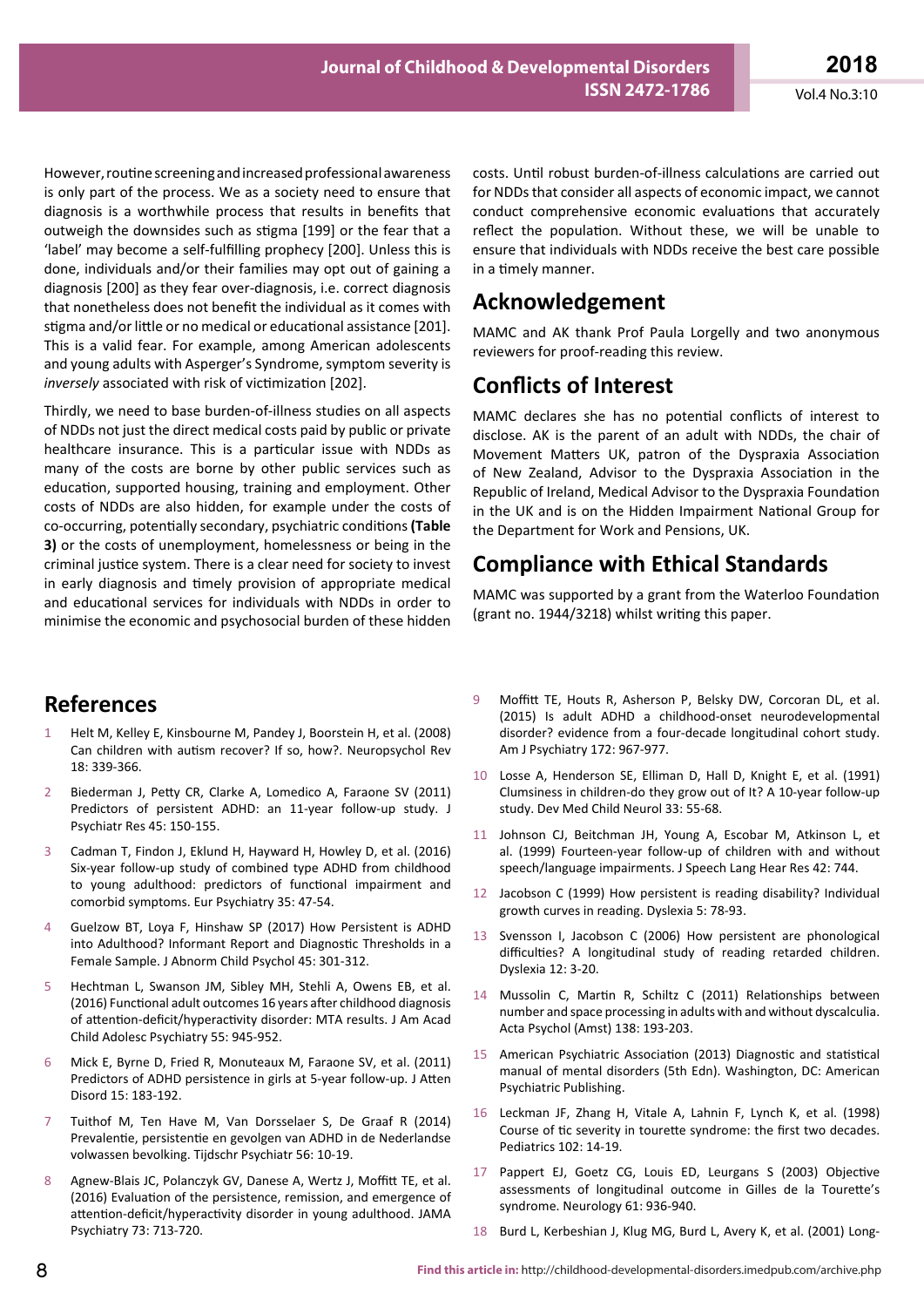However, routine screening and increased professional awareness is only part of the process. We as a society need to ensure that diagnosis is a worthwhile process that results in benefits that outweigh the downsides such as stigma [199] or the fear that a 'label' may become a self-fulfilling prophecy [200]. Unless this is done, individuals and/or their families may opt out of gaining a diagnosis [200] as they fear over-diagnosis, i.e. correct diagnosis that nonetheless does not benefit the individual as it comes with stigma and/or little or no medical or educational assistance [201]. This is a valid fear. For example, among American adolescents and young adults with Asperger's Syndrome, symptom severity is *inversely* associated with risk of victimization [202].

Thirdly, we need to base burden-of-illness studies on all aspects of NDDs not just the direct medical costs paid by public or private healthcare insurance. This is a particular issue with NDDs as many of the costs are borne by other public services such as education, supported housing, training and employment. Other costs of NDDs are also hidden, for example under the costs of co-occurring, potentially secondary, psychiatric conditions **(Table 3)** or the costs of unemployment, homelessness or being in the criminal justice system. There is a clear need for society to invest in early diagnosis and timely provision of appropriate medical and educational services for individuals with NDDs in order to minimise the economic and psychosocial burden of these hidden costs. Until robust burden-of-illness calculations are carried out for NDDs that consider all aspects of economic impact, we cannot conduct comprehensive economic evaluations that accurately reflect the population. Without these, we will be unable to ensure that individuals with NDDs receive the best care possible in a timely manner.

## Acknowledgement

MAMC and AK thank Prof Paula Lorgelly and two anonymous reviewers for proof-reading this review.

## Conflicts of Interest

MAMC declares she has no potential conflicts of interest to disclose. AK is the parent of an adult with NDDs, the chair of Movement Matters UK, patron of the Dyspraxia Association of New Zealand, Advisor to the Dyspraxia Association in the Republic of Ireland, Medical Advisor to the Dyspraxia Foundation in the UK and is on the Hidden Impairment National Group for the Department for Work and Pensions, UK.

## Compliance with Ethical Standards

MAMC was supported by a grant from the Waterloo Foundation (grant no. 1944/3218) whilst writing this paper.

## References

1. Helt M, Kelley E, Kinsbourne M, Pandey J, Boorstein H, et al. (2008) Can children with autism recover? If so, how?. Neuropsychol Rev 18: 339-366.
2. Biederman J, Petty CR, Clarke A, Lomedico A, Faraone SV (2011) Predictors of persistent ADHD: an 11-year follow-up study. J Psychiatr Res 45: 150-155.
3. Cadman T, Findon J, Eklund H, Hayward H, Howley D, et al. (2016) Six-year follow-up study of combined type ADHD from childhood to young adulthood: predictors of functional impairment and comorbid symptoms. Eur Psychiatry 35: 47-54.
4. Guelzow BT, Loya F, Hinshaw SP (2017) How Persistent is ADHD into Adulthood? Informant Report and Diagnostic Thresholds in a Female Sample. J Abnorm Child Psychol 45: 301-312.
5. Hechtman L, Swanson JM, Sibley MH, Stehli A, Owens EB, et al. (2016) Functional adult outcomes 16 years after childhood diagnosis of attention-deficit/hyperactivity disorder: MTA results. J Am Acad Child Adolesc Psychiatry 55: 945-952.
6. Mick E, Byrne D, Fried R, Monuteaux M, Faraone SV, et al. (2011) Predictors of ADHD persistence in girls at 5-year follow-up. J Atten Disord 15: 183-192.
7. Tuithof M, Ten Have M, Van Dorsselaer S, De Graaf R (2014) Prevalentie, persistentie en gevolgen van ADHD in de Nederlandse volwassen bevolking. Tijdschr Psychiatr 56: 10-19.
8. Agnew-Blais JC, Polanczyk GV, Danese A, Wertz J, Moffitt TE, et al. (2016) Evaluation of the persistence, remission, and emergence of attention-deficit/hyperactivity disorder in young adulthood. JAMA Psychiatry 73: 713-720.
9. Moffitt TE, Houts R, Asherson P, Belsky DW, Corcoran DL, et al. (2015) Is adult ADHD a childhood-onset neurodevelopmental disorder? evidence from a four-decade longitudinal cohort study. Am J Psychiatry 172: 967-977.
10. Losse A, Henderson SE, Elliman D, Hall D, Knight E, et al. (1991) Clumsiness in children-do they grow out of It? A 10-year follow-up study. Dev Med Child Neurol 33: 55-68.
11. Johnson CJ, Beitchman JH, Young A, Escobar M, Atkinson L, et al. (1999) Fourteen-year follow-up of children with and without speech/language impairments. J Speech Lang Hear Res 42: 744.
12. Jacobson C (1999) How persistent is reading disability? Individual growth curves in reading. Dyslexia 5: 78-93.
13. Svensson I, Jacobson C (2006) How persistent are phonological difficulties? A longitudinal study of reading retarded children. Dyslexia 12: 3-20.
14. Mussolin C, Martin R, Schiltz C (2011) Relationships between number and space processing in adults with and without dyscalculia. Acta Psychol (Amst) 138: 193-203.
15. American Psychiatric Association (2013) Diagnostic and statistical manual of mental disorders (5th Edn). Washington, DC: American Psychiatric Publishing.
16. Leckman JF, Zhang H, Vitale A, Lahnin F, Lynch K, et al. (1998) Course of tic severity in tourette syndrome: the first two decades. Pediatrics 102: 14-19.
17. Pappert EJ, Goetz CG, Louis ED, Leurgans S (2003) Objective assessments of longitudinal outcome in Gilles de la Tourette's syndrome. Neurology 61: 936-940.
18. Burd L, Kerbeshian J, Klug MG, Burd L, Avery K, et al. (2001) Long-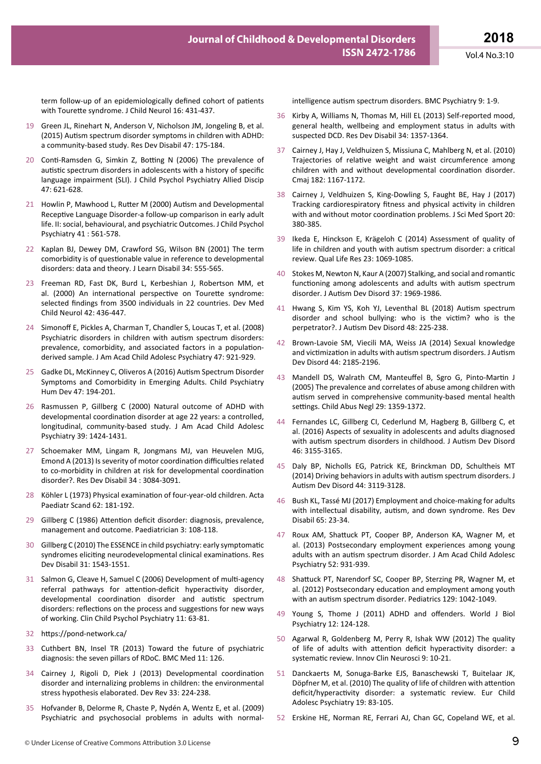term follow-up of an epidemiologically defined cohort of patients with Tourette syndrome. J Child Neurol 16: 431-437.

19 Green JL, Rinehart N, Anderson V, Nicholson JM, Jongeling B, et al. (2015) Autism spectrum disorder symptoms in children with ADHD: a community-based study. Res Dev Disabil 47: 175-184.

20 Conti-Ramsden G, Simkin Z, Botting N (2006) The prevalence of autistic spectrum disorders in adolescents with a history of specific language impairment (SLI). J Child Psychol Psychiatry Allied Discip 47: 621-628.

21 Howlin P, Mawhood L, Rutter M (2000) Autism and Developmental Receptive Language Disorder-a follow-up comparison in early adult life. II: social, behavioural, and psychiatric Outcomes. J Child Psychol Psychiatry 41 : 561-578.

22 Kaplan BJ, Dewey DM, Crawford SG, Wilson BN (2001) The term comorbidity is of questionable value in reference to developmental disorders: data and theory. J Learn Disabil 34: 555-565.

23 Freeman RD, Fast DK, Burd L, Kerbeshian J, Robertson MM, et al. (2000) An international perspective on Tourette syndrome: selected findings from 3500 individuals in 22 countries. Dev Med Child Neurol 42: 436-447.

24 Simonoff E, Pickles A, Charman T, Chandler S, Loucas T, et al. (2008) Psychiatric disorders in children with autism spectrum disorders: prevalence, comorbidity, and associated factors in a population-derived sample. J Am Acad Child Adolesc Psychiatry 47: 921-929.

25 Gadke DL, McKinney C, Oliveros A (2016) Autism Spectrum Disorder Symptoms and Comorbidity in Emerging Adults. Child Psychiatry Hum Dev 47: 194-201.

26 Rasmussen P, Gillberg C (2000) Natural outcome of ADHD with developmental coordination disorder at age 22 years: a controlled, longitudinal, community-based study. J Am Acad Child Adolesc Psychiatry 39: 1424-1431.

27 Schoemaker MM, Lingam R, Jongmans MJ, van Heuvelen MJG, Emond A (2013) Is severity of motor coordination difficulties related to co-morbidity in children at risk for developmental coordination disorder?. Res Dev Disabil 34 : 3084-3091.

28 Köhler L (1973) Physical examination of four-year-old children. Acta Paediatr Scand 62: 181-192.

29 Gillberg C (1986) Attention deficit disorder: diagnosis, prevalence, management and outcome. Paediatrician 3: 108-118.

30 Gillberg C (2010) The ESSENCE in child psychiatry: early symptomatic syndromes eliciting neurodevelopmental clinical examinations. Res Dev Disabil 31: 1543-1551.

31 Salmon G, Cleave H, Samuel C (2006) Development of multi-agency referral pathways for attention-deficit hyperactivity disorder, developmental coordination disorder and autistic spectrum disorders: reflections on the process and suggestions for new ways of working. Clin Child Psychol Psychiatry 11: 63-81.

32 https://pond-network.ca/

33 Cuthbert BN, Insel TR (2013) Toward the future of psychiatric diagnosis: the seven pillars of RDoC. BMC Med 11: 126.

34 Cairney J, Rigoli D, Piek J (2013) Developmental coordination disorder and internalizing problems in children: the environmental stress hypothesis elaborated. Dev Rev 33: 224-238.

35 Hofvander B, Delorme R, Chaste P, Nydén A, Wentz E, et al. (2009) Psychiatric and psychosocial problems in adults with normal-intelligence autism spectrum disorders. BMC Psychiatry 9: 1-9.

36 Kirby A, Williams N, Thomas M, Hill EL (2013) Self-reported mood, general health, wellbeing and employment status in adults with suspected DCD. Res Dev Disabil 34: 1357-1364.

37 Cairney J, Hay J, Veldhuizen S, Missiuna C, Mahlberg N, et al. (2010) Trajectories of relative weight and waist circumference among children with and without developmental coordination disorder. Cmaj 182: 1167-1172.

38 Cairney J, Veldhuizen S, King-Dowling S, Faught BE, Hay J (2017) Tracking cardiorespiratory fitness and physical activity in children with and without motor coordination problems. J Sci Med Sport 20: 380-385.

39 Ikeda E, Hinckson E, Krägeloh C (2014) Assessment of quality of life in children and youth with autism spectrum disorder: a critical review. Qual Life Res 23: 1069-1085.

40 Stokes M, Newton N, Kaur A (2007) Stalking, and social and romantic functioning among adolescents and adults with autism spectrum disorder. J Autism Dev Disord 37: 1969-1986.

41 Hwang S, Kim YS, Koh YJ, Leventhal BL (2018) Autism spectrum disorder and school bullying: who is the victim? who is the perpetrator?. J Autism Dev Disord 48: 225-238.

42 Brown-Lavoie SM, Viecili MA, Weiss JA (2014) Sexual knowledge and victimization in adults with autism spectrum disorders. J Autism Dev Disord 44: 2185-2196.

43 Mandell DS, Walrath CM, Manteuffel B, Sgro G, Pinto-Martin J (2005) The prevalence and correlates of abuse among children with autism served in comprehensive community-based mental health settings. Child Abus Negl 29: 1359-1372.

44 Fernandes LC, Gillberg CI, Cederlund M, Hagberg B, Gillberg C, et al. (2016) Aspects of sexuality in adolescents and adults diagnosed with autism spectrum disorders in childhood. J Autism Dev Disord 46: 3155-3165.

45 Daly BP, Nicholls EG, Patrick KE, Brinckman DD, Schultheis MT (2014) Driving behaviors in adults with autism spectrum disorders. J Autism Dev Disord 44: 3119-3128.

46 Bush KL, Tassé MJ (2017) Employment and choice-making for adults with intellectual disability, autism, and down syndrome. Res Dev Disabil 65: 23-34.

47 Roux AM, Shattuck PT, Cooper BP, Anderson KA, Wagner M, et al. (2013) Postsecondary employment experiences among young adults with an autism spectrum disorder. J Am Acad Child Adolesc Psychiatry 52: 931-939.

48 Shattuck PT, Narendorf SC, Cooper BP, Sterzing PR, Wagner M, et al. (2012) Postsecondary education and employment among youth with an autism spectrum disorder. Pediatrics 129: 1042-1049.

49 Young S, Thome J (2011) ADHD and offenders. World J Biol Psychiatry 12: 124-128.

50 Agarwal R, Goldenberg M, Perry R, Ishak WW (2012) The quality of life of adults with attention deficit hyperactivity disorder: a systematic review. Innov Clin Neurosci 9: 10-21.

51 Danckaerts M, Sonuga-Barke EJS, Banaschewski T, Buitelaar JK, Döpfner M, et al. (2010) The quality of life of children with attention deficit/hyperactivity disorder: a systematic review. Eur Child Adolesc Psychiatry 19: 83-105.

52 Erskine HE, Norman RE, Ferrari AJ, Chan GC, Copeland WE, et al.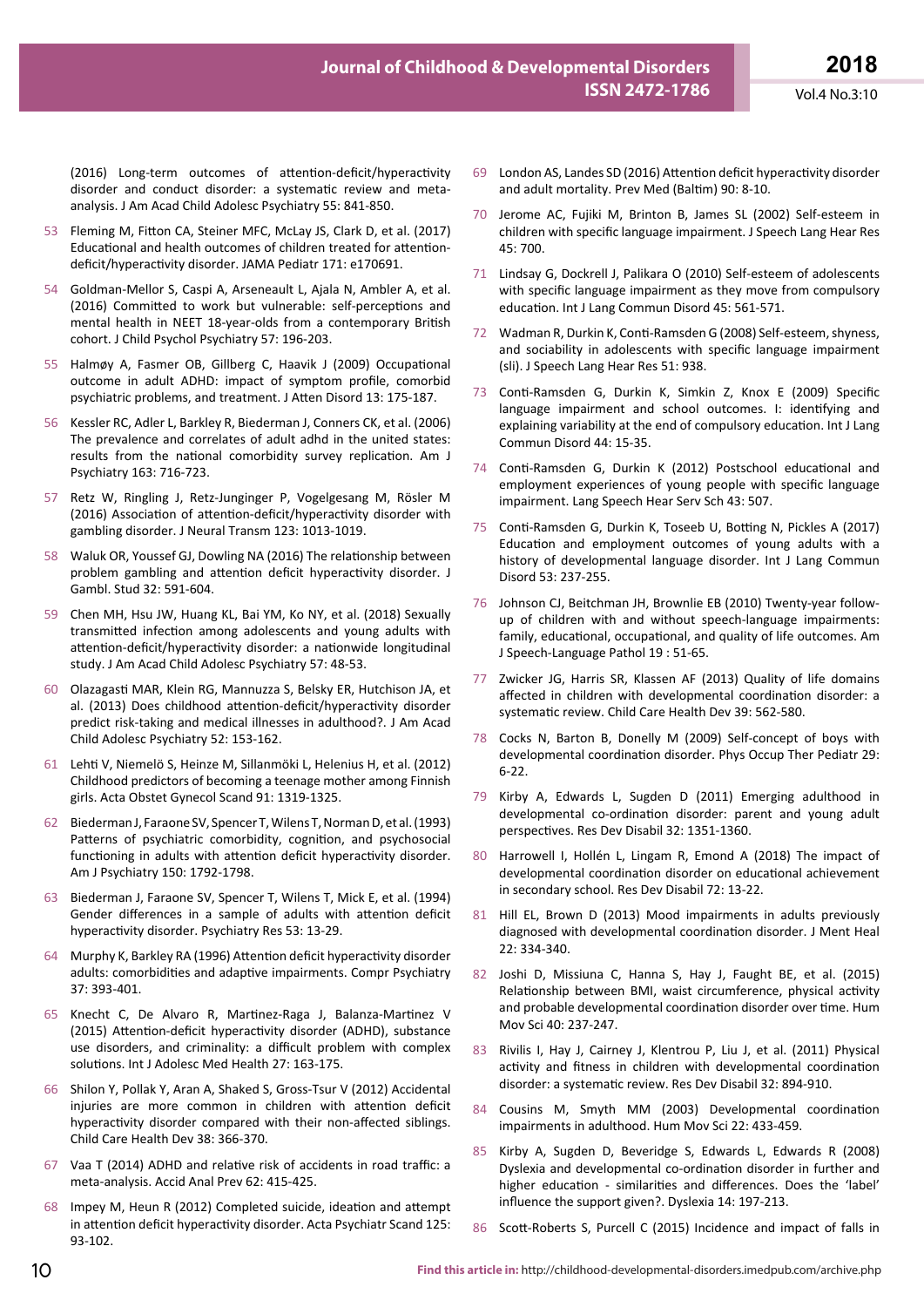(2016) Long-term outcomes of attention-deficit/hyperactivity disorder and conduct disorder: a systematic review and meta-analysis. J Am Acad Child Adolesc Psychiatry 55: 841-850.

53. Fleming M, Fitton CA, Steiner MFC, McLay JS, Clark D, et al. (2017) Educational and health outcomes of children treated for attention-deficit/hyperactivity disorder. JAMA Pediatr 171: e170691.

54. Goldman-Mellor S, Caspi A, Arseneault L, Ajala N, Ambler A, et al. (2016) Committed to work but vulnerable: self-perceptions and mental health in NEET 18-year-olds from a contemporary British cohort. J Child Psychol Psychiatry 57: 196-203.

55. Halmøy A, Fasmer OB, Gillberg C, Haavik J (2009) Occupational outcome in adult ADHD: impact of symptom profile, comorbid psychiatric problems, and treatment. J Atten Disord 13: 175-187.

56. Kessler RC, Adler L, Barkley R, Biederman J, Conners CK, et al. (2006) The prevalence and correlates of adult adhd in the united states: results from the national comorbidity survey replication. Am J Psychiatry 163: 716-723.

57. Retz W, Ringling J, Retz-Junginger P, Vogelgesang M, Rösler M (2016) Association of attention-deficit/hyperactivity disorder with gambling disorder. J Neural Transm 123: 1013-1019.

58. Waluk OR, Youssef GJ, Dowling NA (2016) The relationship between problem gambling and attention deficit hyperactivity disorder. J Gambl. Stud 32: 591-604.

59. Chen MH, Hsu JW, Huang KL, Bai YM, Ko NY, et al. (2018) Sexually transmitted infection among adolescents and young adults with attention-deficit/hyperactivity disorder: a nationwide longitudinal study. J Am Acad Child Adolesc Psychiatry 57: 48-53.

60. Olazagasti MAR, Klein RG, Mannuzza S, Belsky ER, Hutchison JA, et al. (2013) Does childhood attention-deficit/hyperactivity disorder predict risk-taking and medical illnesses in adulthood?. J Am Acad Child Adolesc Psychiatry 52: 153-162.

61. Lehti V, Niemelö S, Heinze M, Sillanmöki L, Helenius H, et al. (2012) Childhood predictors of becoming a teenage mother among Finnish girls. Acta Obstet Gynecol Scand 91: 1319-1325.

62. Biederman J, Faraone SV, Spencer T, Wilens T, Norman D, et al. (1993) Patterns of psychiatric comorbidity, cognition, and psychosocial functioning in adults with attention deficit hyperactivity disorder. Am J Psychiatry 150: 1792-1798.

63. Biederman J, Faraone SV, Spencer T, Wilens T, Mick E, et al. (1994) Gender differences in a sample of adults with attention deficit hyperactivity disorder. Psychiatry Res 53: 13-29.

64. Murphy K, Barkley RA (1996) Attention deficit hyperactivity disorder adults: comorbidities and adaptive impairments. Compr Psychiatry 37: 393-401.

65. Knecht C, De Alvaro R, Martinez-Raga J, Balanza-Martinez V (2015) Attention-deficit hyperactivity disorder (ADHD), substance use disorders, and criminality: a difficult problem with complex solutions. Int J Adolesc Med Health 27: 163-175.

66. Shilon Y, Pollak Y, Aran A, Shaked S, Gross-Tsur V (2012) Accidental injuries are more common in children with attention deficit hyperactivity disorder compared with their non-affected siblings. Child Care Health Dev 38: 366-370.

67. Vaa T (2014) ADHD and relative risk of accidents in road traffic: a meta-analysis. Accid Anal Prev 62: 415-425.

68. Impey M, Heun R (2012) Completed suicide, ideation and attempt in attention deficit hyperactivity disorder. Acta Psychiatr Scand 125: 93-102.

69. London AS, Landes SD (2016) Attention deficit hyperactivity disorder and adult mortality. Prev Med (Baltim) 90: 8-10.

70. Jerome AC, Fujiki M, Brinton B, James SL (2002) Self-esteem in children with specific language impairment. J Speech Lang Hear Res 45: 700.

71. Lindsay G, Dockrell J, Palikara O (2010) Self-esteem of adolescents with specific language impairment as they move from compulsory education. Int J Lang Commun Disord 45: 561-571.

72. Wadman R, Durkin K, Conti-Ramsden G (2008) Self-esteem, shyness, and sociability in adolescents with specific language impairment (sli). J Speech Lang Hear Res 51: 938.

73. Conti-Ramsden G, Durkin K, Simkin Z, Knox E (2009) Specific language impairment and school outcomes. I: identifying and explaining variability at the end of compulsory education. Int J Lang Commun Disord 44: 15-35.

74. Conti-Ramsden G, Durkin K (2012) Postschool educational and employment experiences of young people with specific language impairment. Lang Speech Hear Serv Sch 43: 507.

75. Conti-Ramsden G, Durkin K, Toseeb U, Botting N, Pickles A (2017) Education and employment outcomes of young adults with a history of developmental language disorder. Int J Lang Commun Disord 53: 237-255.

76. Johnson CJ, Beitchman JH, Brownlie EB (2010) Twenty-year follow-up of children with and without speech-language impairments: family, educational, occupational, and quality of life outcomes. Am J Speech-Language Pathol 19 : 51-65.

77. Zwicker JG, Harris SR, Klassen AF (2013) Quality of life domains affected in children with developmental coordination disorder: a systematic review. Child Care Health Dev 39: 562-580.

78. Cocks N, Barton B, Donelly M (2009) Self-concept of boys with developmental coordination disorder. Phys Occup Ther Pediatr 29: 6-22.

79. Kirby A, Edwards L, Sugden D (2011) Emerging adulthood in developmental co-ordination disorder: parent and young adult perspectives. Res Dev Disabil 32: 1351-1360.

80. Harrowell I, Hollén L, Lingam R, Emond A (2018) The impact of developmental coordination disorder on educational achievement in secondary school. Res Dev Disabil 72: 13-22.

81. Hill EL, Brown D (2013) Mood impairments in adults previously diagnosed with developmental coordination disorder. J Ment Heal 22: 334-340.

82. Joshi D, Missiuna C, Hanna S, Hay J, Faught BE, et al. (2015) Relationship between BMI, waist circumference, physical activity and probable developmental coordination disorder over time. Hum Mov Sci 40: 237-247.

83. Rivilis I, Hay J, Cairney J, Klentrou P, Liu J, et al. (2011) Physical activity and fitness in children with developmental coordination disorder: a systematic review. Res Dev Disabil 32: 894-910.

84. Cousins M, Smyth MM (2003) Developmental coordination impairments in adulthood. Hum Mov Sci 22: 433-459.

85. Kirby A, Sugden D, Beveridge S, Edwards L, Edwards R (2008) Dyslexia and developmental co-ordination disorder in further and higher education - similarities and differences. Does the 'label' influence the support given?. Dyslexia 14: 197-213.

86. Scott-Roberts S, Purcell C (2015) Incidence and impact of falls in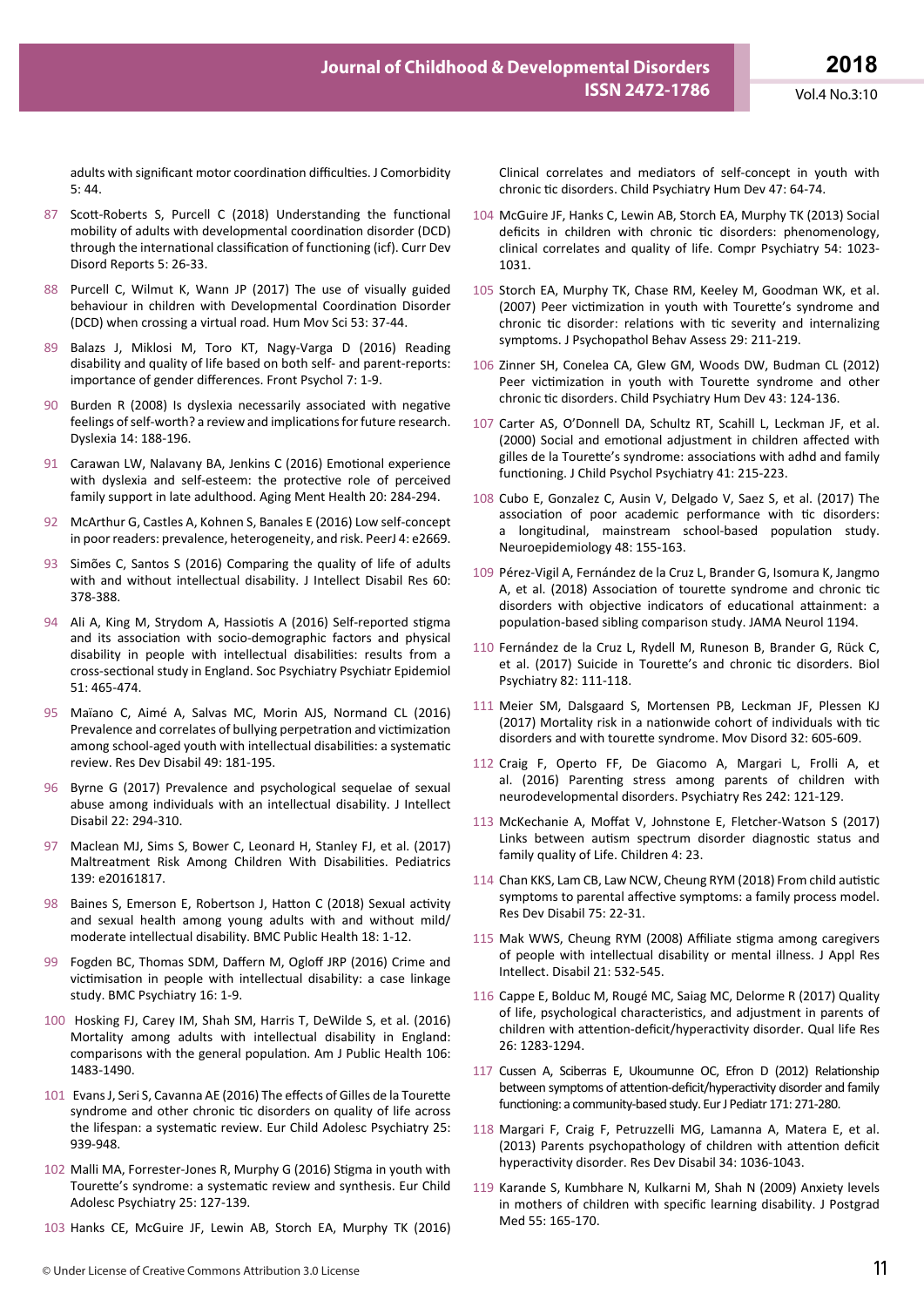adults with significant motor coordination difficulties. J Comorbidity 5: 44.

87 Scott-Roberts S, Purcell C (2018) Understanding the functional mobility of adults with developmental coordination disorder (DCD) through the international classification of functioning (icf). Curr Dev Disord Reports 5: 26-33.

88 Purcell C, Wilmut K, Wann JP (2017) The use of visually guided behaviour in children with Developmental Coordination Disorder (DCD) when crossing a virtual road. Hum Mov Sci 53: 37-44.

89 Balazs J, Miklosi M, Toro KT, Nagy-Varga D (2016) Reading disability and quality of life based on both self- and parent-reports: importance of gender differences. Front Psychol 7: 1-9.

90 Burden R (2008) Is dyslexia necessarily associated with negative feelings of self-worth? a review and implications for future research. Dyslexia 14: 188-196.

91 Carawan LW, Nalavany BA, Jenkins C (2016) Emotional experience with dyslexia and self-esteem: the protective role of perceived family support in late adulthood. Aging Ment Health 20: 284-294.

92 McArthur G, Castles A, Kohnen S, Banales E (2016) Low self-concept in poor readers: prevalence, heterogeneity, and risk. PeerJ 4: e2669.

93 Simões C, Santos S (2016) Comparing the quality of life of adults with and without intellectual disability. J Intellect Disabil Res 60: 378-388.

94 Ali A, King M, Strydom A, Hassiotis A (2016) Self-reported stigma and its association with socio-demographic factors and physical disability in people with intellectual disabilities: results from a cross-sectional study in England. Soc Psychiatry Psychiatr Epidemiol 51: 465-474.

95 Maïano C, Aimé A, Salvas MC, Morin AJS, Normand CL (2016) Prevalence and correlates of bullying perpetration and victimization among school-aged youth with intellectual disabilities: a systematic review. Res Dev Disabil 49: 181-195.

96 Byrne G (2017) Prevalence and psychological sequelae of sexual abuse among individuals with an intellectual disability. J Intellect Disabil 22: 294-310.

97 Maclean MJ, Sims S, Bower C, Leonard H, Stanley FJ, et al. (2017) Maltreatment Risk Among Children With Disabilities. Pediatrics 139: e20161817.

98 Baines S, Emerson E, Robertson J, Hatton C (2018) Sexual activity and sexual health among young adults with and without mild/moderate intellectual disability. BMC Public Health 18: 1-12.

99 Fogden BC, Thomas SDM, Daffern M, Ogloff JRP (2016) Crime and victimisation in people with intellectual disability: a case linkage study. BMC Psychiatry 16: 1-9.

100 Hosking FJ, Carey IM, Shah SM, Harris T, DeWilde S, et al. (2016) Mortality among adults with intellectual disability in England: comparisons with the general population. Am J Public Health 106: 1483-1490.

101 Evans J, Seri S, Cavanna AE (2016) The effects of Gilles de la Tourette syndrome and other chronic tic disorders on quality of life across the lifespan: a systematic review. Eur Child Adolesc Psychiatry 25: 939-948.

102 Malli MA, Forrester-Jones R, Murphy G (2016) Stigma in youth with Tourette's syndrome: a systematic review and synthesis. Eur Child Adolesc Psychiatry 25: 127-139.

103 Hanks CE, McGuire JF, Lewin AB, Storch EA, Murphy TK (2016) Clinical correlates and mediators of self-concept in youth with chronic tic disorders. Child Psychiatry Hum Dev 47: 64-74.

104 McGuire JF, Hanks C, Lewin AB, Storch EA, Murphy TK (2013) Social deficits in children with chronic tic disorders: phenomenology, clinical correlates and quality of life. Compr Psychiatry 54: 1023-1031.

105 Storch EA, Murphy TK, Chase RM, Keeley M, Goodman WK, et al. (2007) Peer victimization in youth with Tourette's syndrome and chronic tic disorder: relations with tic severity and internalizing symptoms. J Psychopathol Behav Assess 29: 211-219.

106 Zinner SH, Conelea CA, Glew GM, Woods DW, Budman CL (2012) Peer victimization in youth with Tourette syndrome and other chronic tic disorders. Child Psychiatry Hum Dev 43: 124-136.

107 Carter AS, O'Donnell DA, Schultz RT, Scahill L, Leckman JF, et al. (2000) Social and emotional adjustment in children affected with gilles de la Tourette's syndrome: associations with adhd and family functioning. J Child Psychol Psychiatry 41: 215-223.

108 Cubo E, Gonzalez C, Ausin V, Delgado V, Saez S, et al. (2017) The association of poor academic performance with tic disorders: a longitudinal, mainstream school-based population study. Neuroepidemiology 48: 155-163.

109 Pérez-Vigil A, Fernández de la Cruz L, Brander G, Isomura K, Jangmo A, et al. (2018) Association of tourette syndrome and chronic tic disorders with objective indicators of educational attainment: a population-based sibling comparison study. JAMA Neurol 1194.

110 Fernández de la Cruz L, Rydell M, Runeson B, Brander G, Rück C, et al. (2017) Suicide in Tourette's and chronic tic disorders. Biol Psychiatry 82: 111-118.

111 Meier SM, Dalsgaard S, Mortensen PB, Leckman JF, Plessen KJ (2017) Mortality risk in a nationwide cohort of individuals with tic disorders and with tourette syndrome. Mov Disord 32: 605-609.

112 Craig F, Operto FF, De Giacomo A, Margari L, Frolli A, et al. (2016) Parenting stress among parents of children with neurodevelopmental disorders. Psychiatry Res 242: 121-129.

113 McKechanie A, Moffat V, Johnstone E, Fletcher-Watson S (2017) Links between autism spectrum disorder diagnostic status and family quality of Life. Children 4: 23.

114 Chan KKS, Lam CB, Law NCW, Cheung RYM (2018) From child autistic symptoms to parental affective symptoms: a family process model. Res Dev Disabil 75: 22-31.

115 Mak WWS, Cheung RYM (2008) Affiliate stigma among caregivers of people with intellectual disability or mental illness. J Appl Res Intellect. Disabil 21: 532-545.

116 Cappe E, Bolduc M, Rougé MC, Saiag MC, Delorme R (2017) Quality of life, psychological characteristics, and adjustment in parents of children with attention-deficit/hyperactivity disorder. Qual life Res 26: 1283-1294.

117 Cussen A, Sciberras E, Ukoumunne OC, Efron D (2012) Relationship between symptoms of attention-deficit/hyperactivity disorder and family functioning: a community-based study. Eur J Pediatr 171: 271-280.

118 Margari F, Craig F, Petruzzelli MG, Lamanna A, Matera E, et al. (2013) Parents psychopathology of children with attention deficit hyperactivity disorder. Res Dev Disabil 34: 1036-1043.

119 Karande S, Kumbhare N, Kulkarni M, Shah N (2009) Anxiety levels in mothers of children with specific learning disability. J Postgrad Med 55: 165-170.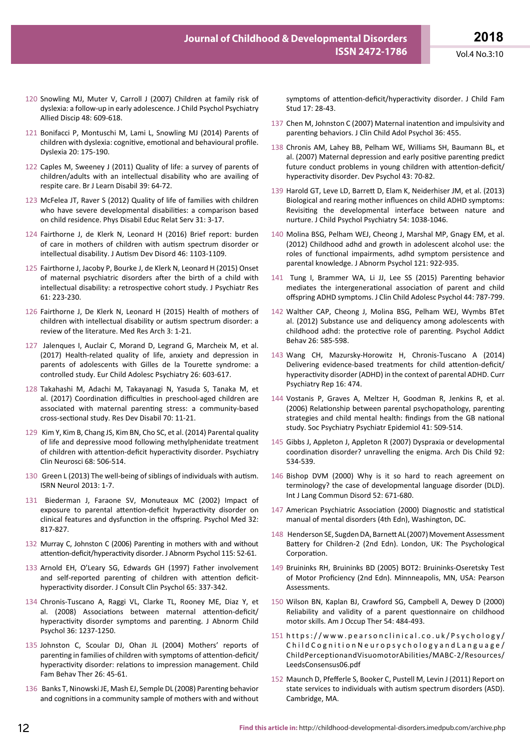120 Snowling MJ, Muter V, Carroll J (2007) Children at family risk of dyslexia: a follow-up in early adolescence. J Child Psychol Psychiatry Allied Discip 48: 609-618.

121 Bonifacci P, Montuschi M, Lami L, Snowling MJ (2014) Parents of children with dyslexia: cognitive, emotional and behavioural profile. Dyslexia 20: 175-190.

122 Caples M, Sweeney J (2011) Quality of life: a survey of parents of children/adults with an intellectual disability who are availing of respite care. Br J Learn Disabil 39: 64-72.

123 McFelea JT, Raver S (2012) Quality of life of families with children who have severe developmental disabilities: a comparison based on child residence. Phys Disabil Educ Relat Serv 31: 3-17.

124 Fairthorne J, de Klerk N, Leonard H (2016) Brief report: burden of care in mothers of children with autism spectrum disorder or intellectual disability. J Autism Dev Disord 46: 1103-1109.

125 Fairthorne J, Jacoby P, Bourke J, de Klerk N, Leonard H (2015) Onset of maternal psychiatric disorders after the birth of a child with intellectual disability: a retrospective cohort study. J Psychiatr Res 61: 223-230.

126 Fairthorne J, De Klerk N, Leonard H (2015) Health of mothers of children with intellectual disability or autism spectrum disorder: a review of the literature. Med Res Arch 3: 1-21.

127 Jalenques I, Auclair C, Morand D, Legrand G, Marcheix M, et al. (2017) Health-related quality of life, anxiety and depression in parents of adolescents with Gilles de la Tourette syndrome: a controlled study. Eur Child Adolesc Psychiatry 26: 603-617.

128 Takahashi M, Adachi M, Takayanagi N, Yasuda S, Tanaka M, et al. (2017) Coordination difficulties in preschool-aged children are associated with maternal parenting stress: a community-based cross-sectional study. Res Dev Disabil 70: 11-21.

129 Kim Y, Kim B, Chang JS, Kim BN, Cho SC, et al. (2014) Parental quality of life and depressive mood following methylphenidate treatment of children with attention-deficit hyperactivity disorder. Psychiatry Clin Neurosci 68: 506-514.

130 Green L (2013) The well-being of siblings of individuals with autism. ISRN Neurol 2013: 1-7.

131 Biederman J, Faraone SV, Monuteaux MC (2002) Impact of exposure to parental attention-deficit hyperactivity disorder on clinical features and dysfunction in the offspring. Psychol Med 32: 817-827.

132 Murray C, Johnston C (2006) Parenting in mothers with and without attention-deficit/hyperactivity disorder. J Abnorm Psychol 115: 52-61.

133 Arnold EH, O'Leary SG, Edwards GH (1997) Father involvement and self-reported parenting of children with attention deficit-hyperactivity disorder. J Consult Clin Psychol 65: 337-342.

134 Chronis-Tuscano A, Raggi VL, Clarke TL, Rooney ME, Diaz Y, et al. (2008) Associations between maternal attention-deficit/hyperactivity disorder symptoms and parenting. J Abnorm Child Psychol 36: 1237-1250.

135 Johnston C, Scoular DJ, Ohan JL (2004) Mothers' reports of parenting in families of children with symptoms of attention-deficit/hyperactivity disorder: relations to impression management. Child Fam Behav Ther 26: 45-61.

136 Banks T, Ninowski JE, Mash EJ, Semple DL (2008) Parenting behavior and cognitions in a community sample of mothers with and without symptoms of attention-deficit/hyperactivity disorder. J Child Fam Stud 17: 28-43.

137 Chen M, Johnston C (2007) Maternal inatention and impulsivity and parenting behaviors. J Clin Child Adol Psychol 36: 455.

138 Chronis AM, Lahey BB, Pelham WE, Williams SH, Baumann BL, et al. (2007) Maternal depression and early positive parenting predict future conduct problems in young children with attention-deficit/hyperactivity disorder. Dev Psychol 43: 70-82.

139 Harold GT, Leve LD, Barrett D, Elam K, Neiderhiser JM, et al. (2013) Biological and rearing mother influences on child ADHD symptoms: Revisiting the developmental interface between nature and nurture. J Child Psychol Psychiatry 54: 1038-1046.

140 Molina BSG, Pelham WEJ, Cheong J, Marshal MP, Gnagy EM, et al. (2012) Childhood adhd and growth in adolescent alcohol use: the roles of functional impairments, adhd symptom persistence and parental knowledge. J Abnorm Psychol 121: 922-935.

141 Tung I, Brammer WA, Li JJ, Lee SS (2015) Parenting behavior mediates the intergenerational association of parent and child offspring ADHD symptoms. J Clin Child Adolesc Psychol 44: 787-799.

142 Walther CAP, Cheong J, Molina BSG, Pelham WEJ, Wymbs BTet al. (2012) Substance use and deliquency among adolescents with childhood adhd: the protective role of parenting. Psychol Addict Behav 26: 585-598.

143 Wang CH, Mazursky-Horowitz H, Chronis-Tuscano A (2014) Delivering evidence-based treatments for child attention-deficit/hyperactivity disorder (ADHD) in the context of parental ADHD. Curr Psychiatry Rep 16: 474.

144 Vostanis P, Graves A, Meltzer H, Goodman R, Jenkins R, et al. (2006) Relationship between parental psychopathology, parenting strategies and child mental health: findings from the GB national study. Soc Psychiatry Psychiatr Epidemiol 41: 509-514.

145 Gibbs J, Appleton J, Appleton R (2007) Dyspraxia or developmental coordination disorder? unravelling the enigma. Arch Dis Child 92: 534-539.

146 Bishop DVM (2000) Why is it so hard to reach agreement on terminology? the case of developmental language disorder (DLD). Int J Lang Commun Disord 52: 671-680.

147 American Psychiatric Association (2000) Diagnostic and statistical manual of mental disorders (4th Edn), Washington, DC.

148 Henderson SE, Sugden DA, Barnett AL (2007) Movement Assessment Battery for Children-2 (2nd Edn). London, UK: The Psychological Corporation.

149 Bruininks RH, Bruininks BD (2005) BOT2: Bruininks-Oseretsky Test of Motor Proficiency (2nd Edn). Minnneapolis, MN, USA: Pearson Assessments.

150 Wilson BN, Kaplan BJ, Crawford SG, Campbell A, Dewey D (2000) Reliability and validity of a parent questionnaire on childhood motor skills. Am J Occup Ther 54: 484-493.

151 https://www.pearsonclinical.co.uk/Psychology/ChildCognitionNeuropsychologyandLanguage/ChildPerceptionandVisuomotorAbilities/MABC-2/Resources/LeedsConsensus06.pdf

152 Maunch D, Pfefferle S, Booker C, Pustell M, Levin J (2011) Report on state services to individuals with autism spectrum disorders (ASD). Cambridge, MA.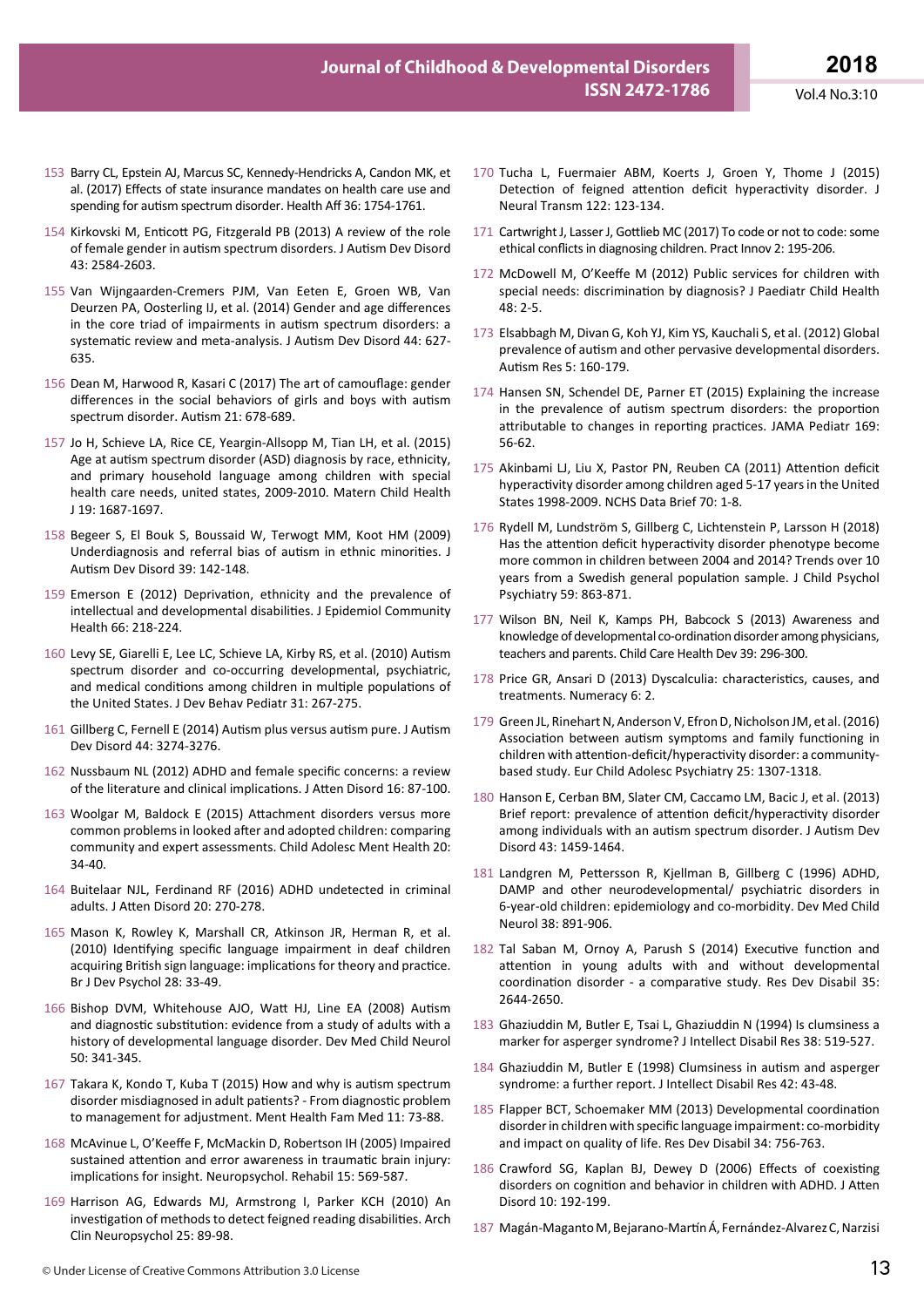153 Barry CL, Epstein AJ, Marcus SC, Kennedy-Hendricks A, Candon MK, et al. (2017) Effects of state insurance mandates on health care use and spending for autism spectrum disorder. Health Aff 36: 1754-1761.

154 Kirkovski M, Enticott PG, Fitzgerald PB (2013) A review of the role of female gender in autism spectrum disorders. J Autism Dev Disord 43: 2584-2603.

155 Van Wijngaarden-Cremers PJM, Van Eeten E, Groen WB, Van Deurzen PA, Oosterling IJ, et al. (2014) Gender and age differences in the core triad of impairments in autism spectrum disorders: a systematic review and meta-analysis. J Autism Dev Disord 44: 627-635.

156 Dean M, Harwood R, Kasari C (2017) The art of camouflage: gender differences in the social behaviors of girls and boys with autism spectrum disorder. Autism 21: 678-689.

157 Jo H, Schieve LA, Rice CE, Yeargin-Allsopp M, Tian LH, et al. (2015) Age at autism spectrum disorder (ASD) diagnosis by race, ethnicity, and primary household language among children with special health care needs, united states, 2009-2010. Matern Child Health J 19: 1687-1697.

158 Begeer S, El Bouk S, Boussaid W, Terwogt MM, Koot HM (2009) Underdiagnosis and referral bias of autism in ethnic minorities. J Autism Dev Disord 39: 142-148.

159 Emerson E (2012) Deprivation, ethnicity and the prevalence of intellectual and developmental disabilities. J Epidemiol Community Health 66: 218-224.

160 Levy SE, Giarelli E, Lee LC, Schieve LA, Kirby RS, et al. (2010) Autism spectrum disorder and co-occurring developmental, psychiatric, and medical conditions among children in multiple populations of the United States. J Dev Behav Pediatr 31: 267-275.

161 Gillberg C, Fernell E (2014) Autism plus versus autism pure. J Autism Dev Disord 44: 3274-3276.

162 Nussbaum NL (2012) ADHD and female specific concerns: a review of the literature and clinical implications. J Atten Disord 16: 87-100.

163 Woolgar M, Baldock E (2015) Attachment disorders versus more common problems in looked after and adopted children: comparing community and expert assessments. Child Adolesc Ment Health 20: 34-40.

164 Buitelaar NJL, Ferdinand RF (2016) ADHD undetected in criminal adults. J Atten Disord 20: 270-278.

165 Mason K, Rowley K, Marshall CR, Atkinson JR, Herman R, et al. (2010) Identifying specific language impairment in deaf children acquiring British sign language: implications for theory and practice. Br J Dev Psychol 28: 33-49.

166 Bishop DVM, Whitehouse AJO, Watt HJ, Line EA (2008) Autism and diagnostic substitution: evidence from a study of adults with a history of developmental language disorder. Dev Med Child Neurol 50: 341-345.

167 Takara K, Kondo T, Kuba T (2015) How and why is autism spectrum disorder misdiagnosed in adult patients? - From diagnostic problem to management for adjustment. Ment Health Fam Med 11: 73-88.

168 McAvinue L, O'Keeffe F, McMackin D, Robertson IH (2005) Impaired sustained attention and error awareness in traumatic brain injury: implications for insight. Neuropsychol. Rehabil 15: 569-587.

169 Harrison AG, Edwards MJ, Armstrong I, Parker KCH (2010) An investigation of methods to detect feigned reading disabilities. Arch Clin Neuropsychol 25: 89-98.

170 Tucha L, Fuermaier ABM, Koerts J, Groen Y, Thome J (2015) Detection of feigned attention deficit hyperactivity disorder. J Neural Transm 122: 123-134.

171 Cartwright J, Lasser J, Gottlieb MC (2017) To code or not to code: some ethical conflicts in diagnosing children. Pract Innov 2: 195-206.

172 McDowell M, O'Keeffe M (2012) Public services for children with special needs: discrimination by diagnosis? J Paediatr Child Health 48: 2-5.

173 Elsabbagh M, Divan G, Koh YJ, Kim YS, Kauchali S, et al. (2012) Global prevalence of autism and other pervasive developmental disorders. Autism Res 5: 160-179.

174 Hansen SN, Schendel DE, Parner ET (2015) Explaining the increase in the prevalence of autism spectrum disorders: the proportion attributable to changes in reporting practices. JAMA Pediatr 169: 56-62.

175 Akinbami LJ, Liu X, Pastor PN, Reuben CA (2011) Attention deficit hyperactivity disorder among children aged 5-17 years in the United States 1998-2009. NCHS Data Brief 70: 1-8.

176 Rydell M, Lundström S, Gillberg C, Lichtenstein P, Larsson H (2018) Has the attention deficit hyperactivity disorder phenotype become more common in children between 2004 and 2014? Trends over 10 years from a Swedish general population sample. J Child Psychol Psychiatry 59: 863-871.

177 Wilson BN, Neil K, Kamps PH, Babcock S (2013) Awareness and knowledge of developmental co-ordination disorder among physicians, teachers and parents. Child Care Health Dev 39: 296-300.

178 Price GR, Ansari D (2013) Dyscalculia: characteristics, causes, and treatments. Numeracy 6: 2.

179 Green JL, Rinehart N, Anderson V, Efron D, Nicholson JM, et al. (2016) Association between autism symptoms and family functioning in children with attention-deficit/hyperactivity disorder: a community-based study. Eur Child Adolesc Psychiatry 25: 1307-1318.

180 Hanson E, Cerban BM, Slater CM, Caccamo LM, Bacic J, et al. (2013) Brief report: prevalence of attention deficit/hyperactivity disorder among individuals with an autism spectrum disorder. J Autism Dev Disord 43: 1459-1464.

181 Landgren M, Pettersson R, Kjellman B, Gillberg C (1996) ADHD, DAMP and other neurodevelopmental/ psychiatric disorders in 6-year-old children: epidemiology and co-morbidity. Dev Med Child Neurol 38: 891-906.

182 Tal Saban M, Ornoy A, Parush S (2014) Executive function and attention in young adults with and without developmental coordination disorder - a comparative study. Res Dev Disabil 35: 2644-2650.

183 Ghaziuddin M, Butler E, Tsai L, Ghaziuddin N (1994) Is clumsiness a marker for asperger syndrome? J Intellect Disabil Res 38: 519-527.

184 Ghaziuddin M, Butler E (1998) Clumsiness in autism and asperger syndrome: a further report. J Intellect Disabil Res 42: 43-48.

185 Flapper BCT, Schoemaker MM (2013) Developmental coordination disorder in children with specific language impairment: co-morbidity and impact on quality of life. Res Dev Disabil 34: 756-763.

186 Crawford SG, Kaplan BJ, Dewey D (2006) Effects of coexisting disorders on cognition and behavior in children with ADHD. J Atten Disord 10: 192-199.

187 Magán-Maganto M, Bejarano-Martín Á, Fernández-Alvarez C, Narzisi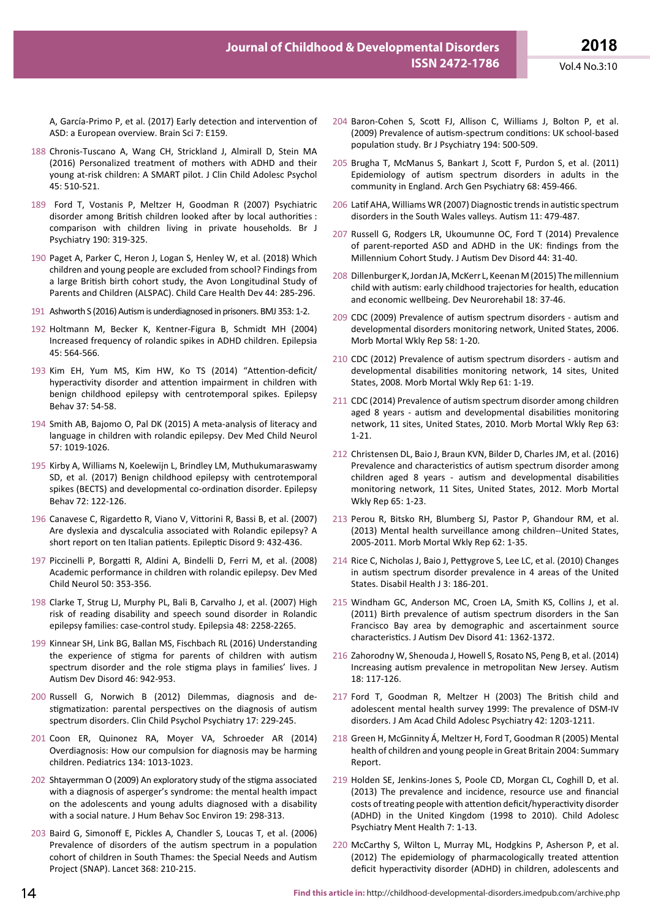A, García-Primo P, et al. (2017) Early detection and intervention of ASD: a European overview. Brain Sci 7: E159.

188 Chronis-Tuscano A, Wang CH, Strickland J, Almirall D, Stein MA (2016) Personalized treatment of mothers with ADHD and their young at-risk children: A SMART pilot. J Clin Child Adolesc Psychol 45: 510-521.

189 Ford T, Vostanis P, Meltzer H, Goodman R (2007) Psychiatric disorder among British children looked after by local authorities : comparison with children living in private households. Br J Psychiatry 190: 319-325.

190 Paget A, Parker C, Heron J, Logan S, Henley W, et al. (2018) Which children and young people are excluded from school? Findings from a large British birth cohort study, the Avon Longitudinal Study of Parents and Children (ALSPAC). Child Care Health Dev 44: 285-296.

191 Ashworth S (2016) Autism is underdiagnosed in prisoners. BMJ 353: 1-2.

192 Holtmann M, Becker K, Kentner-Figura B, Schmidt MH (2004) Increased frequency of rolandic spikes in ADHD children. Epilepsia 45: 564-566.

193 Kim EH, Yum MS, Kim HW, Ko TS (2014) "Attention-deficit/ hyperactivity disorder and attention impairment in children with benign childhood epilepsy with centrotemporal spikes. Epilepsy Behav 37: 54-58.

194 Smith AB, Bajomo O, Pal DK (2015) A meta-analysis of literacy and language in children with rolandic epilepsy. Dev Med Child Neurol 57: 1019-1026.

195 Kirby A, Williams N, Koelewijn L, Brindley LM, Muthukumaraswamy SD, et al. (2017) Benign childhood epilepsy with centrotemporal spikes (BECTS) and developmental co-ordination disorder. Epilepsy Behav 72: 122-126.

196 Canavese C, Rigardetto R, Viano V, Vittorini R, Bassi B, et al. (2007) Are dyslexia and dyscalculia associated with Rolandic epilepsy? A short report on ten Italian patients. Epileptic Disord 9: 432-436.

197 Piccinelli P, Borgatti R, Aldini A, Bindelli D, Ferri M, et al. (2008) Academic performance in children with rolandic epilepsy. Dev Med Child Neurol 50: 353-356.

198 Clarke T, Strug LJ, Murphy PL, Bali B, Carvalho J, et al. (2007) High risk of reading disability and speech sound disorder in Rolandic epilepsy families: case-control study. Epilepsia 48: 2258-2265.

199 Kinnear SH, Link BG, Ballan MS, Fischbach RL (2016) Understanding the experience of stigma for parents of children with autism spectrum disorder and the role stigma plays in families' lives. J Autism Dev Disord 46: 942-953.

200 Russell G, Norwich B (2012) Dilemmas, diagnosis and de-stigmatization: parental perspectives on the diagnosis of autism spectrum disorders. Clin Child Psychol Psychiatry 17: 229-245.

201 Coon ER, Quinonez RA, Moyer VA, Schroeder AR (2014) Overdiagnosis: How our compulsion for diagnosis may be harming children. Pediatrics 134: 1013-1023.

202 Shtayermman O (2009) An exploratory study of the stigma associated with a diagnosis of asperger's syndrome: the mental health impact on the adolescents and young adults diagnosed with a disability with a social nature. J Hum Behav Soc Environ 19: 298-313.

203 Baird G, Simonoff E, Pickles A, Chandler S, Loucas T, et al. (2006) Prevalence of disorders of the autism spectrum in a population cohort of children in South Thames: the Special Needs and Autism Project (SNAP). Lancet 368: 210-215.

204 Baron-Cohen S, Scott FJ, Allison C, Williams J, Bolton P, et al. (2009) Prevalence of autism-spectrum conditions: UK school-based population study. Br J Psychiatry 194: 500-509.

205 Brugha T, McManus S, Bankart J, Scott F, Purdon S, et al. (2011) Epidemiology of autism spectrum disorders in adults in the community in England. Arch Gen Psychiatry 68: 459-466.

206 Latif AHA, Williams WR (2007) Diagnostic trends in autistic spectrum disorders in the South Wales valleys. Autism 11: 479-487.

207 Russell G, Rodgers LR, Ukoumunne OC, Ford T (2014) Prevalence of parent-reported ASD and ADHD in the UK: findings from the Millennium Cohort Study. J Autism Dev Disord 44: 31-40.

208 Dillenburger K, Jordan JA, McKerr L, Keenan M (2015) The millennium child with autism: early childhood trajectories for health, education and economic wellbeing. Dev Neurorehabil 18: 37-46.

209 CDC (2009) Prevalence of autism spectrum disorders - autism and developmental disorders monitoring network, United States, 2006. Morb Mortal Wkly Rep 58: 1-20.

210 CDC (2012) Prevalence of autism spectrum disorders - autism and developmental disabilities monitoring network, 14 sites, United States, 2008. Morb Mortal Wkly Rep 61: 1-19.

211 CDC (2014) Prevalence of autism spectrum disorder among children aged 8 years - autism and developmental disabilities monitoring network, 11 sites, United States, 2010. Morb Mortal Wkly Rep 63: 1-21.

212 Christensen DL, Baio J, Braun KVN, Bilder D, Charles JM, et al. (2016) Prevalence and characteristics of autism spectrum disorder among children aged 8 years - autism and developmental disabilities monitoring network, 11 Sites, United States, 2012. Morb Mortal Wkly Rep 65: 1-23.

213 Perou R, Bitsko RH, Blumberg SJ, Pastor P, Ghandour RM, et al. (2013) Mental health surveillance among children--United States, 2005-2011. Morb Mortal Wkly Rep 62: 1-35.

214 Rice C, Nicholas J, Baio J, Pettygrove S, Lee LC, et al. (2010) Changes in autism spectrum disorder prevalence in 4 areas of the United States. Disabil Health J 3: 186-201.

215 Windham GC, Anderson MC, Croen LA, Smith KS, Collins J, et al. (2011) Birth prevalence of autism spectrum disorders in the San Francisco Bay area by demographic and ascertainment source characteristics. J Autism Dev Disord 41: 1362-1372.

216 Zahorodny W, Shenouda J, Howell S, Rosato NS, Peng B, et al. (2014) Increasing autism prevalence in metropolitan New Jersey. Autism 18: 117-126.

217 Ford T, Goodman R, Meltzer H (2003) The British child and adolescent mental health survey 1999: The prevalence of DSM-IV disorders. J Am Acad Child Adolesc Psychiatry 42: 1203-1211.

218 Green H, McGinnity Á, Meltzer H, Ford T, Goodman R (2005) Mental health of children and young people in Great Britain 2004: Summary Report.

219 Holden SE, Jenkins-Jones S, Poole CD, Morgan CL, Coghill D, et al. (2013) The prevalence and incidence, resource use and financial costs of treating people with attention deficit/hyperactivity disorder (ADHD) in the United Kingdom (1998 to 2010). Child Adolesc Psychiatry Ment Health 7: 1-13.

220 McCarthy S, Wilton L, Murray ML, Hodgkins P, Asherson P, et al. (2012) The epidemiology of pharmacologically treated attention deficit hyperactivity disorder (ADHD) in children, adolescents and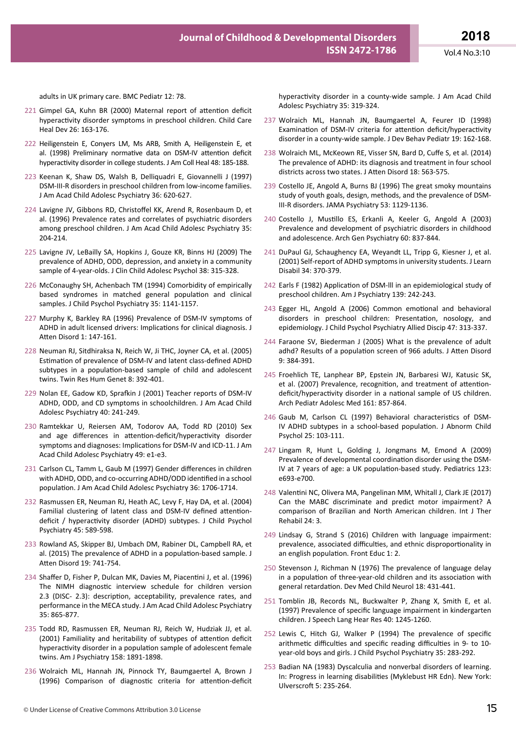adults in UK primary care. BMC Pediatr 12: 78.

221 Gimpel GA, Kuhn BR (2000) Maternal report of attention deficit hyperactivity disorder symptoms in preschool children. Child Care Heal Dev 26: 163-176.

222 Heiligenstein E, Conyers LM, Ms ARB, Smith A, Heiligenstein E, et al. (1998) Preliminary normative data on DSM-IV attention deficit hyperactivity disorder in college students. J Am Coll Heal 48: 185-188.

223 Keenan K, Shaw DS, Walsh B, Delliquadri E, Giovannelli J (1997) DSM-III-R disorders in preschool children from low-income families. J Am Acad Child Adolesc Psychiatry 36: 620-627.

224 Lavigne JV, Gibbons RD, Christoffel KK, Arend R, Rosenbaum D, et al. (1996) Prevalence rates and correlates of psychiatric disorders among preschool children. J Am Acad Child Adolesc Psychiatry 35: 204-214.

225 Lavigne JV, LeBailly SA, Hopkins J, Gouze KR, Binns HJ (2009) The prevalence of ADHD, ODD, depression, and anxiety in a community sample of 4-year-olds. J Clin Child Adolesc Psychol 38: 315-328.

226 McConaughy SH, Achenbach TM (1994) Comorbidity of empirically based syndromes in matched general population and clinical samples. J Child Psychol Psychiatry 35: 1141-1157.

227 Murphy K, Barkley RA (1996) Prevalence of DSM-IV symptoms of ADHD in adult licensed drivers: Implications for clinical diagnosis. J Atten Disord 1: 147-161.

228 Neuman RJ, Sitdhiraksa N, Reich W, Ji THC, Joyner CA, et al. (2005) Estimation of prevalence of DSM-IV and latent class-defined ADHD subtypes in a population-based sample of child and adolescent twins. Twin Res Hum Genet 8: 392-401.

229 Nolan EE, Gadow KD, Sprafkin J (2001) Teacher reports of DSM-IV ADHD, ODD, and CD symptoms in schoolchildren. J Am Acad Child Adolesc Psychiatry 40: 241-249.

230 Ramtekkar U, Reiersen AM, Todorov AA, Todd RD (2010) Sex and age differences in attention-deficit/hyperactivity disorder symptoms and diagnoses: Implications for DSM-IV and ICD-11. J Am Acad Child Adolesc Psychiatry 49: e1-e3.

231 Carlson CL, Tamm L, Gaub M (1997) Gender differences in children with ADHD, ODD, and co-occurring ADHD/ODD identified in a school population. J Am Acad Child Adolesc Psychiatry 36: 1706-1714.

232 Rasmussen ER, Neuman RJ, Heath AC, Levy F, Hay DA, et al. (2004) Familial clustering of latent class and DSM-IV defined attention-deficit / hyperactivity disorder (ADHD) subtypes. J Child Psychol Psychiatry 45: 589-598.

233 Rowland AS, Skipper BJ, Umbach DM, Rabiner DL, Campbell RA, et al. (2015) The prevalence of ADHD in a population-based sample. J Atten Disord 19: 741-754.

234 Shaffer D, Fisher P, Dulcan MK, Davies M, Piacentini J, et al. (1996) The NIMH diagnostic interview schedule for children version 2.3 (DISC- 2.3): description, acceptability, prevalence rates, and performance in the MECA study. J Am Acad Child Adolesc Psychiatry 35: 865-877.

235 Todd RD, Rasmussen ER, Neuman RJ, Reich W, Hudziak JJ, et al. (2001) Familiality and heritability of subtypes of attention deficit hyperactivity disorder in a population sample of adolescent female twins. Am J Psychiatry 158: 1891-1898.

236 Wolraich ML, Hannah JN, Pinnock TY, Baumgaertel A, Brown J (1996) Comparison of diagnostic criteria for attention-deficit hyperactivity disorder in a county-wide sample. J Am Acad Child Adolesc Psychiatry 35: 319-324.

237 Wolraich ML, Hannah JN, Baumgaertel A, Feurer ID (1998) Examination of DSM-IV criteria for attention deficit/hyperactivity disorder in a county-wide sample. J Dev Behav Pediatr 19: 162-168.

238 Wolraich ML, McKeown RE, Visser SN, Bard D, Cuffe S, et al. (2014) The prevalence of ADHD: its diagnosis and treatment in four school districts across two states. J Atten Disord 18: 563-575.

239 Costello JE, Angold A, Burns BJ (1996) The great smoky mountains study of youth goals, design, methods, and the prevalence of DSM-III-R disorders. JAMA Psychiatry 53: 1129-1136.

240 Costello J, Mustillo ES, Erkanli A, Keeler G, Angold A (2003) Prevalence and development of psychiatric disorders in childhood and adolescence. Arch Gen Psychiatry 60: 837-844.

241 DuPaul GJ, Schaughency EA, Weyandt LL, Tripp G, Kiesner J, et al. (2001) Self-report of ADHD symptoms in university students. J Learn Disabil 34: 370-379.

242 Earls F (1982) Application of DSM-lll in an epidemiological study of preschool children. Am J Psychiatry 139: 242-243.

243 Egger HL, Angold A (2006) Common emotional and behavioral disorders in preschool children: Presentation, nosology, and epidemiology. J Child Psychol Psychiatry Allied Discip 47: 313-337.

244 Faraone SV, Biederman J (2005) What is the prevalence of adult adhd? Results of a population screen of 966 adults. J Atten Disord 9: 384-391.

245 Froehlich TE, Lanphear BP, Epstein JN, Barbaresi WJ, Katusic SK, et al. (2007) Prevalence, recognition, and treatment of attention-deficit/hyperactivity disorder in a national sample of US children. Arch Pediatr Adolesc Med 161: 857-864.

246 Gaub M, Carlson CL (1997) Behavioral characteristics of DSM-IV ADHD subtypes in a school-based population. J Abnorm Child Psychol 25: 103-111.

247 Lingam R, Hunt L, Golding J, Jongmans M, Emond A (2009) Prevalence of developmental coordination disorder using the DSM-IV at 7 years of age: a UK population-based study. Pediatrics 123: e693-e700.

248 Valentini NC, Olivera MA, Pangelinan MM, Whitall J, Clark JE (2017) Can the MABC discriminate and predict motor impairment? A comparison of Brazilian and North American children. Int J Ther Rehabil 24: 3.

249 Lindsay G, Strand S (2016) Children with language impairment: prevalence, associated difficulties, and ethnic disproportionality in an english population. Front Educ 1: 2.

250 Stevenson J, Richman N (1976) The prevalence of language delay in a population of three-year-old children and its association with general retardation. Dev Med Child Neurol 18: 431-441.

251 Tomblin JB, Records NL, Buckwalter P, Zhang X, Smith E, et al. (1997) Prevalence of specific language impairment in kindergarten children. J Speech Lang Hear Res 40: 1245-1260.

252 Lewis C, Hitch GJ, Walker P (1994) The prevalence of specific arithmetic difficulties and specific reading difficulties in 9- to 10-year-old boys and girls. J Child Psychol Psychiatry 35: 283-292.

253 Badian NA (1983) Dyscalculia and nonverbal disorders of learning. In: Progress in learning disabilities (Myklebust HR Edn). New York: Ulverscroft 5: 235-264.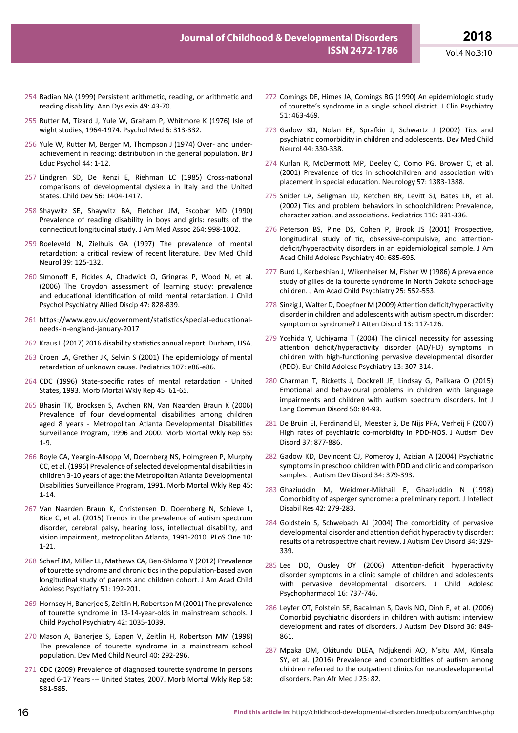254 Badian NA (1999) Persistent arithmetic, reading, or arithmetic and reading disability. Ann Dyslexia 49: 43-70.

255 Rutter M, Tizard J, Yule W, Graham P, Whitmore K (1976) Isle of wight studies, 1964-1974. Psychol Med 6: 313-332.

256 Yule W, Rutter M, Berger M, Thompson J (1974) Over- and under-achievement in reading: distribution in the general population. Br J Educ Psychol 44: 1-12.

257 Lindgren SD, De Renzi E, Riehman LC (1985) Cross-national comparisons of developmental dyslexia in Italy and the United States. Child Dev 56: 1404-1417.

258 Shaywitz SE, Shaywitz BA, Fletcher JM, Escobar MD (1990) Prevalence of reading disability in boys and girls: results of the connecticut longitudinal study. J Am Med Assoc 264: 998-1002.

259 Roeleveld N, Zielhuis GA (1997) The prevalence of mental retardation: a critical review of recent literature. Dev Med Child Neurol 39: 125-132.

260 Simonoff E, Pickles A, Chadwick O, Gringras P, Wood N, et al. (2006) The Croydon assessment of learning study: prevalence and educational identification of mild mental retardation. J Child Psychol Psychiatry Allied Discip 47: 828-839.

261 https://www.gov.uk/government/statistics/special-educational-needs-in-england-january-2017

262 Kraus L (2017) 2016 disability statistics annual report. Durham, USA.

263 Croen LA, Grether JK, Selvin S (2001) The epidemiology of mental retardation of unknown cause. Pediatrics 107: e86-e86.

264 CDC (1996) State-specific rates of mental retardation - United States, 1993. Morb Mortal Wkly Rep 45: 61-65.

265 Bhasin TK, Brocksen S, Avchen RN, Van Naarden Braun K (2006) Prevalence of four developmental disabilities among children aged 8 years - Metropolitan Atlanta Developmental Disabilities Surveillance Program, 1996 and 2000. Morb Mortal Wkly Rep 55: 1-9.

266 Boyle CA, Yeargin-Allsopp M, Doernberg NS, Holmgreen P, Murphy CC, et al. (1996) Prevalence of selected developmental disabilities in children 3-10 years of age: the Metropolitan Atlanta Developmental Disabilities Surveillance Program, 1991. Morb Mortal Wkly Rep 45: 1-14.

267 Van Naarden Braun K, Christensen D, Doernberg N, Schieve L, Rice C, et al. (2015) Trends in the prevalence of autism spectrum disorder, cerebral palsy, hearing loss, intellectual disability, and vision impairment, metropolitan Atlanta, 1991-2010. PLoS One 10: 1-21.

268 Scharf JM, Miller LL, Mathews CA, Ben-Shlomo Y (2012) Prevalence of tourette syndrome and chronic tics in the population-based avon longitudinal study of parents and children cohort. J Am Acad Child Adolesc Psychiatry 51: 192-201.

269 Hornsey H, Banerjee S, Zeitlin H, Robertson M (2001) The prevalence of tourette syndrome in 13-14-year-olds in mainstream schools. J Child Psychol Psychiatry 42: 1035-1039.

270 Mason A, Banerjee S, Eapen V, Zeitlin H, Robertson MM (1998) The prevalence of tourette syndrome in a mainstream school population. Dev Med Child Neurol 40: 292-296.

271 CDC (2009) Prevalence of diagnosed tourette syndrome in persons aged 6-17 Years --- United States, 2007. Morb Mortal Wkly Rep 58: 581-585.

272 Comings DE, Himes JA, Comings BG (1990) An epidemiologic study of tourette's syndrome in a single school district. J Clin Psychiatry 51: 463-469.

273 Gadow KD, Nolan EE, Sprafkin J, Schwartz J (2002) Tics and psychiatric comorbidity in children and adolescents. Dev Med Child Neurol 44: 330-338.

274 Kurlan R, McDermott MP, Deeley C, Como PG, Brower C, et al. (2001) Prevalence of tics in schoolchildren and association with placement in special education. Neurology 57: 1383-1388.

275 Snider LA, Seligman LD, Ketchen BR, Levitt SJ, Bates LR, et al. (2002) Tics and problem behaviors in schoolchildren: Prevalence, characterization, and associations. Pediatrics 110: 331-336.

276 Peterson BS, Pine DS, Cohen P, Brook JS (2001) Prospective, longitudinal study of tic, obsessive-compulsive, and attention-deficit/hyperactivity disorders in an epidemiological sample. J Am Acad Child Adolesc Psychiatry 40: 685-695.

277 Burd L, Kerbeshian J, Wikenheiser M, Fisher W (1986) A prevalence study of gilles de la tourette syndrome in North Dakota school-age children. J Am Acad Child Psychiatry 25: 552-553.

278 Sinzig J, Walter D, Doepfner M (2009) Attention deficit/hyperactivity disorder in children and adolescents with autism spectrum disorder: symptom or syndrome? J Atten Disord 13: 117-126.

279 Yoshida Y, Uchiyama T (2004) The clinical necessity for assessing attention deficit/hyperactivity disorder (AD/HD) symptoms in children with high-functioning pervasive developmental disorder (PDD). Eur Child Adolesc Psychiatry 13: 307-314.

280 Charman T, Ricketts J, Dockrell JE, Lindsay G, Palikara O (2015) Emotional and behavioural problems in children with language impairments and children with autism spectrum disorders. Int J Lang Commun Disord 50: 84-93.

281 De Bruin EI, Ferdinand EI, Meester S, De Nijs PFA, Verheij F (2007) High rates of psychiatric co-morbidity in PDD-NOS. J Autism Dev Disord 37: 877-886.

282 Gadow KD, Devincent CJ, Pomeroy J, Azizian A (2004) Psychiatric symptoms in preschool children with PDD and clinic and comparison samples. J Autism Dev Disord 34: 379-393.

283 Ghaziuddin M, Weidmer-Mikhail E, Ghaziuddin N (1998) Comorbidity of asperger syndrome: a preliminary report. J Intellect Disabil Res 42: 279-283.

284 Goldstein S, Schwebach AJ (2004) The comorbidity of pervasive developmental disorder and attention deficit hyperactivity disorder: results of a retrospective chart review. J Autism Dev Disord 34: 329-339.

285 Lee DO, Ousley OY (2006) Attention-deficit hyperactivity disorder symptoms in a clinic sample of children and adolescents with pervasive developmental disorders. J Child Adolesc Psychopharmacol 16: 737-746.

286 Leyfer OT, Folstein SE, Bacalman S, Davis NO, Dinh E, et al. (2006) Comorbid psychiatric disorders in children with autism: interview development and rates of disorders. J Autism Dev Disord 36: 849-861.

287 Mpaka DM, Okitundu DLEA, Ndjukendi AO, N'situ AM, Kinsala SY, et al. (2016) Prevalence and comorbidities of autism among children referred to the outpatient clinics for neurodevelopmental disorders. Pan Afr Med J 25: 82.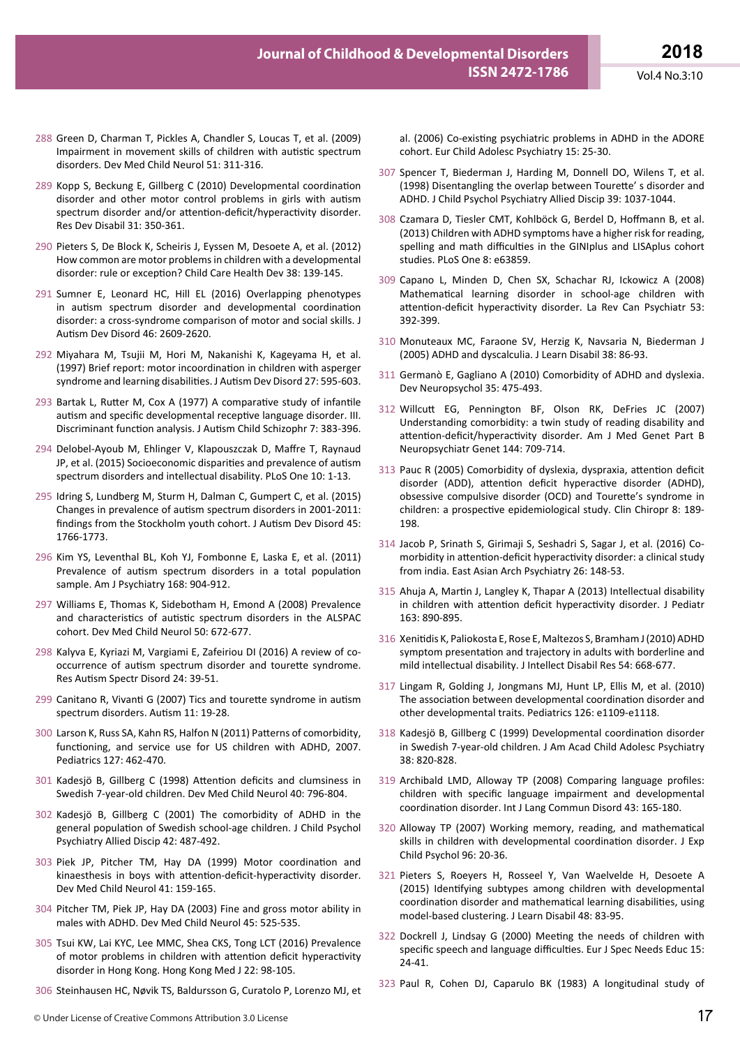288 Green D, Charman T, Pickles A, Chandler S, Loucas T, et al. (2009) Impairment in movement skills of children with autistic spectrum disorders. Dev Med Child Neurol 51: 311-316.

289 Kopp S, Beckung E, Gillberg C (2010) Developmental coordination disorder and other motor control problems in girls with autism spectrum disorder and/or attention-deficit/hyperactivity disorder. Res Dev Disabil 31: 350-361.

290 Pieters S, De Block K, Scheiris J, Eyssen M, Desoete A, et al. (2012) How common are motor problems in children with a developmental disorder: rule or exception? Child Care Health Dev 38: 139-145.

291 Sumner E, Leonard HC, Hill EL (2016) Overlapping phenotypes in autism spectrum disorder and developmental coordination disorder: a cross-syndrome comparison of motor and social skills. J Autism Dev Disord 46: 2609-2620.

292 Miyahara M, Tsujii M, Hori M, Nakanishi K, Kageyama H, et al. (1997) Brief report: motor incoordination in children with asperger syndrome and learning disabilities. J Autism Dev Disord 27: 595-603.

293 Bartak L, Rutter M, Cox A (1977) A comparative study of infantile autism and specific developmental receptive language disorder. III. Discriminant function analysis. J Autism Child Schizophr 7: 383-396.

294 Delobel-Ayoub M, Ehlinger V, Klapouszczak D, Maffre T, Raynaud JP, et al. (2015) Socioeconomic disparities and prevalence of autism spectrum disorders and intellectual disability. PLoS One 10: 1-13.

295 Idring S, Lundberg M, Sturm H, Dalman C, Gumpert C, et al. (2015) Changes in prevalence of autism spectrum disorders in 2001-2011: findings from the Stockholm youth cohort. J Autism Dev Disord 45: 1766-1773.

296 Kim YS, Leventhal BL, Koh YJ, Fombonne E, Laska E, et al. (2011) Prevalence of autism spectrum disorders in a total population sample. Am J Psychiatry 168: 904-912.

297 Williams E, Thomas K, Sidebotham H, Emond A (2008) Prevalence and characteristics of autistic spectrum disorders in the ALSPAC cohort. Dev Med Child Neurol 50: 672-677.

298 Kalyva E, Kyriazi M, Vargiami E, Zafeiriou DI (2016) A review of co-occurrence of autism spectrum disorder and tourette syndrome. Res Autism Spectr Disord 24: 39-51.

299 Canitano R, Vivanti G (2007) Tics and tourette syndrome in autism spectrum disorders. Autism 11: 19-28.

300 Larson K, Russ SA, Kahn RS, Halfon N (2011) Patterns of comorbidity, functioning, and service use for US children with ADHD, 2007. Pediatrics 127: 462-470.

301 Kadesjö B, Gillberg C (1998) Attention deficits and clumsiness in Swedish 7-year-old children. Dev Med Child Neurol 40: 796-804.

302 Kadesjö B, Gillberg C (2001) The comorbidity of ADHD in the general population of Swedish school-age children. J Child Psychol Psychiatry Allied Discip 42: 487-492.

303 Piek JP, Pitcher TM, Hay DA (1999) Motor coordination and kinaesthesis in boys with attention-deficit-hyperactivity disorder. Dev Med Child Neurol 41: 159-165.

304 Pitcher TM, Piek JP, Hay DA (2003) Fine and gross motor ability in males with ADHD. Dev Med Child Neurol 45: 525-535.

305 Tsui KW, Lai KYC, Lee MMC, Shea CKS, Tong LCT (2016) Prevalence of motor problems in children with attention deficit hyperactivity disorder in Hong Kong. Hong Kong Med J 22: 98-105.

306 Steinhausen HC, Nøvik TS, Baldursson G, Curatolo P, Lorenzo MJ, et al. (2006) Co-existing psychiatric problems in ADHD in the ADORE cohort. Eur Child Adolesc Psychiatry 15: 25-30.

307 Spencer T, Biederman J, Harding M, Donnell DO, Wilens T, et al. (1998) Disentangling the overlap between Tourette' s disorder and ADHD. J Child Psychol Psychiatry Allied Discip 39: 1037-1044.

308 Czamara D, Tiesler CMT, Kohlböck G, Berdel D, Hoffmann B, et al. (2013) Children with ADHD symptoms have a higher risk for reading, spelling and math difficulties in the GINIplus and LISAplus cohort studies. PLoS One 8: e63859.

309 Capano L, Minden D, Chen SX, Schachar RJ, Ickowicz A (2008) Mathematical learning disorder in school-age children with attention-deficit hyperactivity disorder. La Rev Can Psychiatr 53: 392-399.

310 Monuteaux MC, Faraone SV, Herzig K, Navsaria N, Biederman J (2005) ADHD and dyscalculia. J Learn Disabil 38: 86-93.

311 Germanò E, Gagliano A (2010) Comorbidity of ADHD and dyslexia. Dev Neuropsychol 35: 475-493.

312 Willcutt EG, Pennington BF, Olson RK, DeFries JC (2007) Understanding comorbidity: a twin study of reading disability and attention-deficit/hyperactivity disorder. Am J Med Genet Part B Neuropsychiatr Genet 144: 709-714.

313 Pauc R (2005) Comorbidity of dyslexia, dyspraxia, attention deficit disorder (ADD), attention deficit hyperactive disorder (ADHD), obsessive compulsive disorder (OCD) and Tourette's syndrome in children: a prospective epidemiological study. Clin Chiropr 8: 189-198.

314 Jacob P, Srinath S, Girimaji S, Seshadri S, Sagar J, et al. (2016) Co-morbidity in attention-deficit hyperactivity disorder: a clinical study from india. East Asian Arch Psychiatry 26: 148-53.

315 Ahuja A, Martin J, Langley K, Thapar A (2013) Intellectual disability in children with attention deficit hyperactivity disorder. J Pediatr 163: 890-895.

316 Xenitidis K, Paliokosta E, Rose E, Maltezos S, Bramham J (2010) ADHD symptom presentation and trajectory in adults with borderline and mild intellectual disability. J Intellect Disabil Res 54: 668-677.

317 Lingam R, Golding J, Jongmans MJ, Hunt LP, Ellis M, et al. (2010) The association between developmental coordination disorder and other developmental traits. Pediatrics 126: e1109-e1118.

318 Kadesjö B, Gillberg C (1999) Developmental coordination disorder in Swedish 7-year-old children. J Am Acad Child Adolesc Psychiatry 38: 820-828.

319 Archibald LMD, Alloway TP (2008) Comparing language profiles: children with specific language impairment and developmental coordination disorder. Int J Lang Commun Disord 43: 165-180.

320 Alloway TP (2007) Working memory, reading, and mathematical skills in children with developmental coordination disorder. J Exp Child Psychol 96: 20-36.

321 Pieters S, Roeyers H, Rosseel Y, Van Waelvelde H, Desoete A (2015) Identifying subtypes among children with developmental coordination disorder and mathematical learning disabilities, using model-based clustering. J Learn Disabil 48: 83-95.

322 Dockrell J, Lindsay G (2000) Meeting the needs of children with specific speech and language difficulties. Eur J Spec Needs Educ 15: 24-41.

323 Paul R, Cohen DJ, Caparulo BK (1983) A longitudinal study of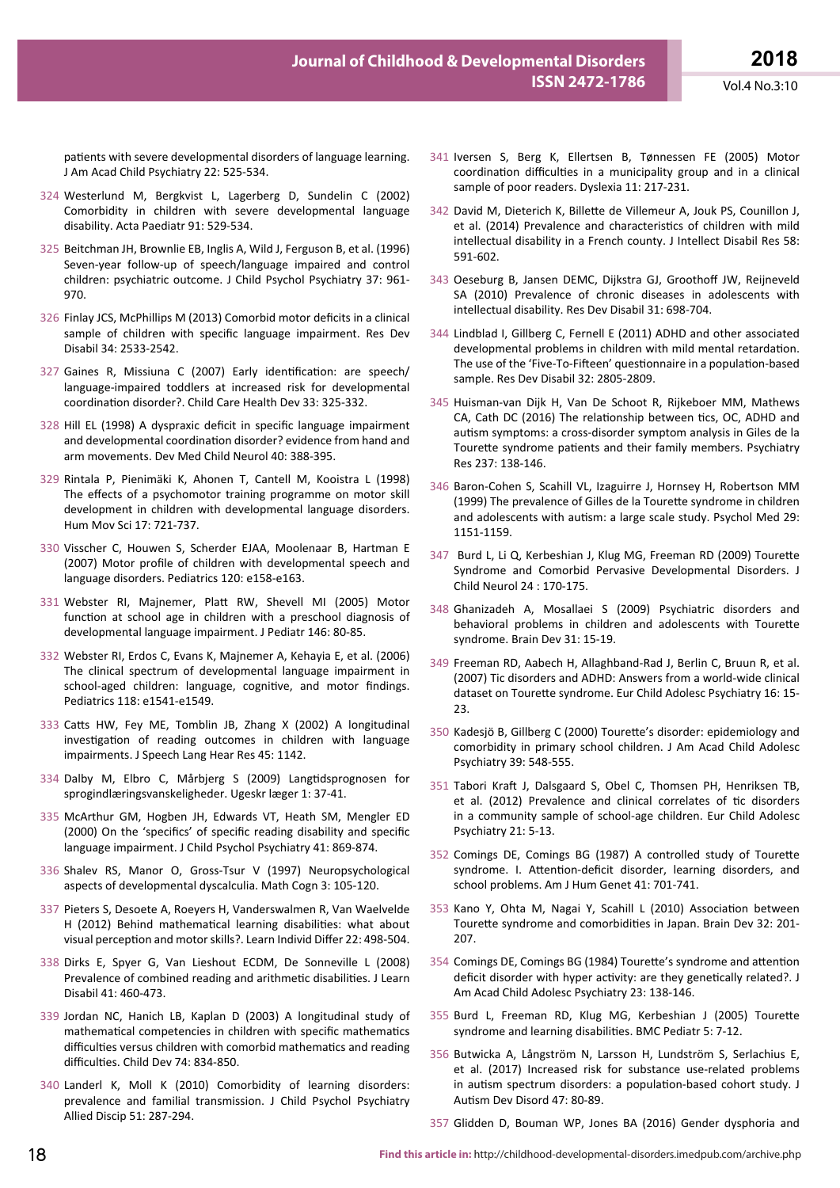patients with severe developmental disorders of language learning. J Am Acad Child Psychiatry 22: 525-534.

324 Westerlund M, Bergkvist L, Lagerberg D, Sundelin C (2002) Comorbidity in children with severe developmental language disability. Acta Paediatr 91: 529-534.

325 Beitchman JH, Brownlie EB, Inglis A, Wild J, Ferguson B, et al. (1996) Seven-year follow-up of speech/language impaired and control children: psychiatric outcome. J Child Psychol Psychiatry 37: 961-970.

326 Finlay JCS, McPhillips M (2013) Comorbid motor deficits in a clinical sample of children with specific language impairment. Res Dev Disabil 34: 2533-2542.

327 Gaines R, Missiuna C (2007) Early identification: are speech/language-impaired toddlers at increased risk for developmental coordination disorder?. Child Care Health Dev 33: 325-332.

328 Hill EL (1998) A dyspraxic deficit in specific language impairment and developmental coordination disorder? evidence from hand and arm movements. Dev Med Child Neurol 40: 388-395.

329 Rintala P, Pienimäki K, Ahonen T, Cantell M, Kooistra L (1998) The effects of a psychomotor training programme on motor skill development in children with developmental language disorders. Hum Mov Sci 17: 721-737.

330 Visscher C, Houwen S, Scherder EJAA, Moolenaar B, Hartman E (2007) Motor profile of children with developmental speech and language disorders. Pediatrics 120: e158-e163.

331 Webster RI, Majnemer, Platt RW, Shevell MI (2005) Motor function at school age in children with a preschool diagnosis of developmental language impairment. J Pediatr 146: 80-85.

332 Webster RI, Erdos C, Evans K, Majnemer A, Kehayia E, et al. (2006) The clinical spectrum of developmental language impairment in school-aged children: language, cognitive, and motor findings. Pediatrics 118: e1541-e1549.

333 Catts HW, Fey ME, Tomblin JB, Zhang X (2002) A longitudinal investigation of reading outcomes in children with language impairments. J Speech Lang Hear Res 45: 1142.

334 Dalby M, Elbro C, Mårbjerg S (2009) Langtidsprognosen for sprogindlæringsvanskeligheder. Ugeskr læger 1: 37-41.

335 McArthur GM, Hogben JH, Edwards VT, Heath SM, Mengler ED (2000) On the 'specifics' of specific reading disability and specific language impairment. J Child Psychol Psychiatry 41: 869-874.

336 Shalev RS, Manor O, Gross-Tsur V (1997) Neuropsychological aspects of developmental dyscalculia. Math Cogn 3: 105-120.

337 Pieters S, Desoete A, Roeyers H, Vanderswalmen R, Van Waelvelde H (2012) Behind mathematical learning disabilities: what about visual perception and motor skills?. Learn Individ Differ 22: 498-504.

338 Dirks E, Spyer G, Van Lieshout ECDM, De Sonneville L (2008) Prevalence of combined reading and arithmetic disabilities. J Learn Disabil 41: 460-473.

339 Jordan NC, Hanich LB, Kaplan D (2003) A longitudinal study of mathematical competencies in children with specific mathematics difficulties versus children with comorbid mathematics and reading difficulties. Child Dev 74: 834-850.

340 Landerl K, Moll K (2010) Comorbidity of learning disorders: prevalence and familial transmission. J Child Psychol Psychiatry Allied Discip 51: 287-294.

341 Iversen S, Berg K, Ellertsen B, Tønnessen FE (2005) Motor coordination difficulties in a municipality group and in a clinical sample of poor readers. Dyslexia 11: 217-231.

342 David M, Dieterich K, Billette de Villemeur A, Jouk PS, Counillon J, et al. (2014) Prevalence and characteristics of children with mild intellectual disability in a French county. J Intellect Disabil Res 58: 591-602.

343 Oeseburg B, Jansen DEMC, Dijkstra GJ, Groothoff JW, Reijneveld SA (2010) Prevalence of chronic diseases in adolescents with intellectual disability. Res Dev Disabil 31: 698-704.

344 Lindblad I, Gillberg C, Fernell E (2011) ADHD and other associated developmental problems in children with mild mental retardation. The use of the 'Five-To-Fifteen' questionnaire in a population-based sample. Res Dev Disabil 32: 2805-2809.

345 Huisman-van Dijk H, Van De Schoot R, Rijkeboer MM, Mathews CA, Cath DC (2016) The relationship between tics, OC, ADHD and autism symptoms: a cross-disorder symptom analysis in Giles de la Tourette syndrome patients and their family members. Psychiatry Res 237: 138-146.

346 Baron-Cohen S, Scahill VL, Izaguirre J, Hornsey H, Robertson MM (1999) The prevalence of Gilles de la Tourette syndrome in children and adolescents with autism: a large scale study. Psychol Med 29: 1151-1159.

347 Burd L, Li Q, Kerbeshian J, Klug MG, Freeman RD (2009) Tourette Syndrome and Comorbid Pervasive Developmental Disorders. J Child Neurol 24 : 170-175.

348 Ghanizadeh A, Mosallaei S (2009) Psychiatric disorders and behavioral problems in children and adolescents with Tourette syndrome. Brain Dev 31: 15-19.

349 Freeman RD, Aabech H, Allaghband-Rad J, Berlin C, Bruun R, et al. (2007) Tic disorders and ADHD: Answers from a world-wide clinical dataset on Tourette syndrome. Eur Child Adolesc Psychiatry 16: 15-23.

350 Kadesjö B, Gillberg C (2000) Tourette's disorder: epidemiology and comorbidity in primary school children. J Am Acad Child Adolesc Psychiatry 39: 548-555.

351 Tabori Kraft J, Dalsgaard S, Obel C, Thomsen PH, Henriksen TB, et al. (2012) Prevalence and clinical correlates of tic disorders in a community sample of school-age children. Eur Child Adolesc Psychiatry 21: 5-13.

352 Comings DE, Comings BG (1987) A controlled study of Tourette syndrome. I. Attention-deficit disorder, learning disorders, and school problems. Am J Hum Genet 41: 701-741.

353 Kano Y, Ohta M, Nagai Y, Scahill L (2010) Association between Tourette syndrome and comorbidities in Japan. Brain Dev 32: 201-207.

354 Comings DE, Comings BG (1984) Tourette's syndrome and attention deficit disorder with hyper activity: are they genetically related?. J Am Acad Child Adolesc Psychiatry 23: 138-146.

355 Burd L, Freeman RD, Klug MG, Kerbeshian J (2005) Tourette syndrome and learning disabilities. BMC Pediatr 5: 7-12.

356 Butwicka A, Långström N, Larsson H, Lundström S, Serlachius E, et al. (2017) Increased risk for substance use-related problems in autism spectrum disorders: a population-based cohort study. J Autism Dev Disord 47: 80-89.

357 Glidden D, Bouman WP, Jones BA (2016) Gender dysphoria and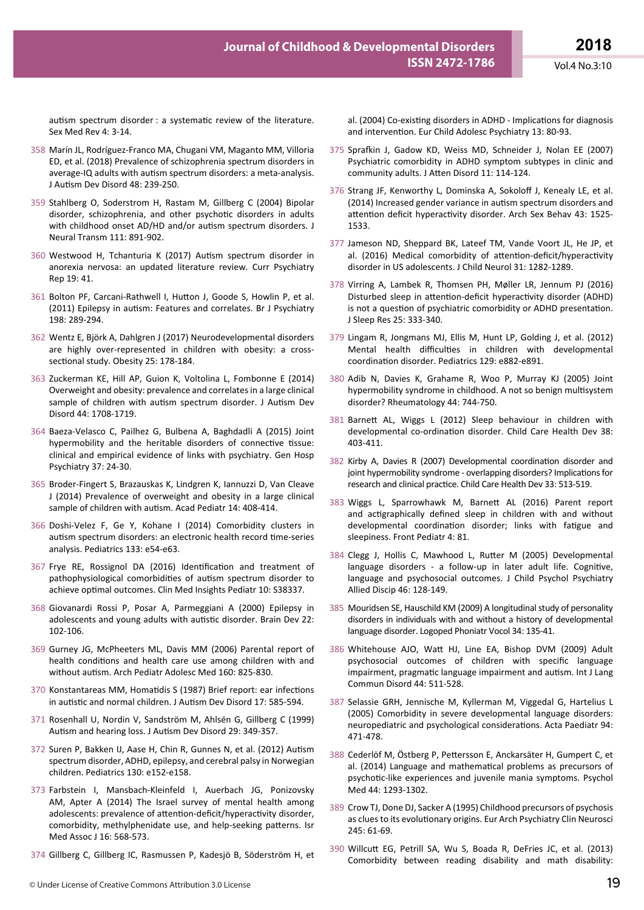autism spectrum disorder : a systematic review of the literature. Sex Med Rev 4: 3-14.

358 Marín JL, Rodríguez-Franco MA, Chugani VM, Maganto MM, Villoria ED, et al. (2018) Prevalence of schizophrenia spectrum disorders in average-IQ adults with autism spectrum disorders: a meta-analysis. J Autism Dev Disord 48: 239-250.

359 Stahlberg O, Soderstrom H, Rastam M, Gillberg C (2004) Bipolar disorder, schizophrenia, and other psychotic disorders in adults with childhood onset AD/HD and/or autism spectrum disorders. J Neural Transm 111: 891-902.

360 Westwood H, Tchanturia K (2017) Autism spectrum disorder in anorexia nervosa: an updated literature review. Curr Psychiatry Rep 19: 41.

361 Bolton PF, Carcani-Rathwell I, Hutton J, Goode S, Howlin P, et al. (2011) Epilepsy in autism: Features and correlates. Br J Psychiatry 198: 289-294.

362 Wentz E, Björk A, Dahlgren J (2017) Neurodevelopmental disorders are highly over-represented in children with obesity: a cross-sectional study. Obesity 25: 178-184.

363 Zuckerman KE, Hill AP, Guion K, Voltolina L, Fombonne E (2014) Overweight and obesity: prevalence and correlates in a large clinical sample of children with autism spectrum disorder. J Autism Dev Disord 44: 1708-1719.

364 Baeza-Velasco C, Pailhez G, Bulbena A, Baghdadli A (2015) Joint hypermobility and the heritable disorders of connective tissue: clinical and empirical evidence of links with psychiatry. Gen Hosp Psychiatry 37: 24-30.

365 Broder-Fingert S, Brazauskas K, Lindgren K, Iannuzzi D, Van Cleave J (2014) Prevalence of overweight and obesity in a large clinical sample of children with autism. Acad Pediatr 14: 408-414.

366 Doshi-Velez F, Ge Y, Kohane I (2014) Comorbidity clusters in autism spectrum disorders: an electronic health record time-series analysis. Pediatrics 133: e54-e63.

367 Frye RE, Rossignol DA (2016) Identification and treatment of pathophysiological comorbidities of autism spectrum disorder to achieve optimal outcomes. Clin Med Insights Pediatr 10: S38337.

368 Giovanardi Rossi P, Posar A, Parmeggiani A (2000) Epilepsy in adolescents and young adults with autistic disorder. Brain Dev 22: 102-106.

369 Gurney JG, McPheeters ML, Davis MM (2006) Parental report of health conditions and health care use among children with and without autism. Arch Pediatr Adolesc Med 160: 825-830.

370 Konstantareas MM, Homatidis S (1987) Brief report: ear infections in autistic and normal children. J Autism Dev Disord 17: 585-594.

371 Rosenhall U, Nordin V, Sandström M, Ahlsén G, Gillberg C (1999) Autism and hearing loss. J Autism Dev Disord 29: 349-357.

372 Suren P, Bakken IJ, Aase H, Chin R, Gunnes N, et al. (2012) Autism spectrum disorder, ADHD, epilepsy, and cerebral palsy in Norwegian children. Pediatrics 130: e152-e158.

373 Farbstein I, Mansbach-Kleinfeld I, Auerbach JG, Ponizovsky AM, Apter A (2014) The Israel survey of mental health among adolescents: prevalence of attention-deficit/hyperactivity disorder, comorbidity, methylphenidate use, and help-seeking patterns. Isr Med Assoc J 16: 568-573.

374 Gillberg C, Gillberg IC, Rasmussen P, Kadesjö B, Söderström H, et al. (2004) Co-existing disorders in ADHD - Implications for diagnosis and intervention. Eur Child Adolesc Psychiatry 13: 80-93.

375 Sprafkin J, Gadow KD, Weiss MD, Schneider J, Nolan EE (2007) Psychiatric comorbidity in ADHD symptom subtypes in clinic and community adults. J Atten Disord 11: 114-124.

376 Strang JF, Kenworthy L, Dominska A, Sokoloff J, Kenealy LE, et al. (2014) Increased gender variance in autism spectrum disorders and attention deficit hyperactivity disorder. Arch Sex Behav 43: 1525-1533.

377 Jameson ND, Sheppard BK, Lateef TM, Vande Voort JL, He JP, et al. (2016) Medical comorbidity of attention-deficit/hyperactivity disorder in US adolescents. J Child Neurol 31: 1282-1289.

378 Virring A, Lambek R, Thomsen PH, Møller LR, Jennum PJ (2016) Disturbed sleep in attention-deficit hyperactivity disorder (ADHD) is not a question of psychiatric comorbidity or ADHD presentation. J Sleep Res 25: 333-340.

379 Lingam R, Jongmans MJ, Ellis M, Hunt LP, Golding J, et al. (2012) Mental health difficulties in children with developmental coordination disorder. Pediatrics 129: e882-e891.

380 Adib N, Davies K, Grahame R, Woo P, Murray KJ (2005) Joint hypermobility syndrome in childhood. A not so benign multisystem disorder? Rheumatology 44: 744-750.

381 Barnett AL, Wiggs L (2012) Sleep behaviour in children with developmental co-ordination disorder. Child Care Health Dev 38: 403-411.

382 Kirby A, Davies R (2007) Developmental coordination disorder and joint hypermobility syndrome - overlapping disorders? Implications for research and clinical practice. Child Care Health Dev 33: 513-519.

383 Wiggs L, Sparrowhawk M, Barnett AL (2016) Parent report and actigraphically defined sleep in children with and without developmental coordination disorder; links with fatigue and sleepiness. Front Pediatr 4: 81.

384 Clegg J, Hollis C, Mawhood L, Rutter M (2005) Developmental language disorders - a follow-up in later adult life. Cognitive, language and psychosocial outcomes. J Child Psychol Psychiatry Allied Discip 46: 128-149.

385 Mouridsen SE, Hauschild KM (2009) A longitudinal study of personality disorders in individuals with and without a history of developmental language disorder. Logoped Phoniatr Vocol 34: 135-41.

386 Whitehouse AJO, Watt HJ, Line EA, Bishop DVM (2009) Adult psychosocial outcomes of children with specific language impairment, pragmatic language impairment and autism. Int J Lang Commun Disord 44: 511-528.

387 Selassie GRH, Jennische M, Kyllerman M, Viggedal G, Hartelius L (2005) Comorbidity in severe developmental language disorders: neuropediatric and psychological considerations. Acta Paediatr 94: 471-478.

388 Cederlöf M, Östberg P, Pettersson E, Anckarsäter H, Gumpert C, et al. (2014) Language and mathematical problems as precursors of psychotic-like experiences and juvenile mania symptoms. Psychol Med 44: 1293-1302.

389 Crow TJ, Done DJ, Sacker A (1995) Childhood precursors of psychosis as clues to its evolutionary origins. Eur Arch Psychiatry Clin Neurosci 245: 61-69.

390 Willcutt EG, Petrill SA, Wu S, Boada R, DeFries JC, et al. (2013) Comorbidity between reading disability and math disability: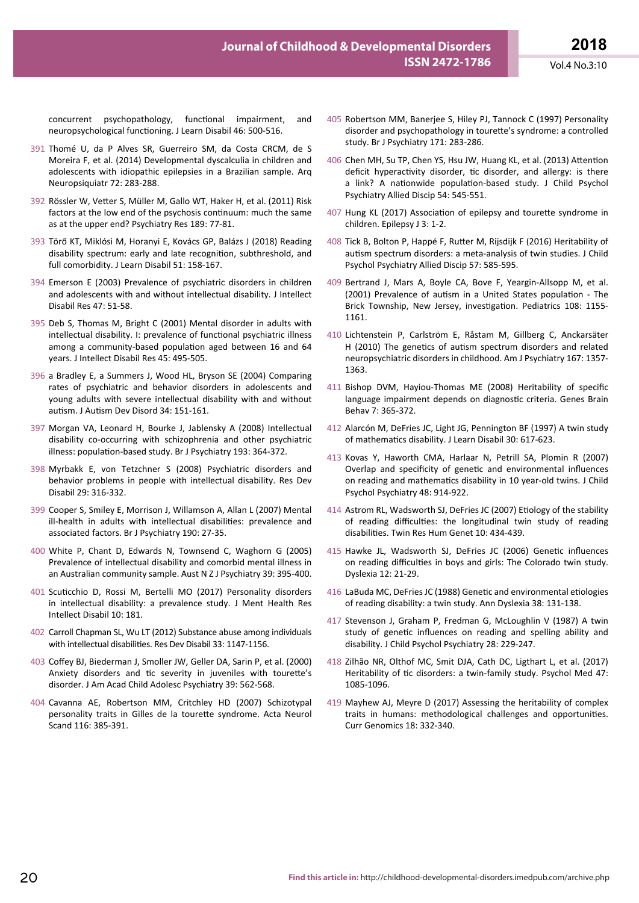concurrent psychopathology, functional impairment, and neuropsychological functioning. J Learn Disabil 46: 500-516.

391 Thomé U, da P Alves SR, Guerreiro SM, da Costa CRCM, de S Moreira F, et al. (2014) Developmental dyscalculia in children and adolescents with idiopathic epilepsies in a Brazilian sample. Arq Neuropsiquiatr 72: 283-288.

392 Rössler W, Vetter S, Müller M, Gallo WT, Haker H, et al. (2011) Risk factors at the low end of the psychosis continuum: much the same as at the upper end? Psychiatry Res 189: 77-81.

393 Tőrő KT, Miklósi M, Horanyi E, Kovács GP, Balázs J (2018) Reading disability spectrum: early and late recognition, subthreshold, and full comorbidity. J Learn Disabil 51: 158-167.

394 Emerson E (2003) Prevalence of psychiatric disorders in children and adolescents with and without intellectual disability. J Intellect Disabil Res 47: 51-58.

395 Deb S, Thomas M, Bright C (2001) Mental disorder in adults with intellectual disability. I: prevalence of functional psychiatric illness among a community-based population aged between 16 and 64 years. J Intellect Disabil Res 45: 495-505.

396 a Bradley E, a Summers J, Wood HL, Bryson SE (2004) Comparing rates of psychiatric and behavior disorders in adolescents and young adults with severe intellectual disability with and without autism. J Autism Dev Disord 34: 151-161.

397 Morgan VA, Leonard H, Bourke J, Jablensky A (2008) Intellectual disability co-occurring with schizophrenia and other psychiatric illness: population-based study. Br J Psychiatry 193: 364-372.

398 Myrbakk E, von Tetzchner S (2008) Psychiatric disorders and behavior problems in people with intellectual disability. Res Dev Disabil 29: 316-332.

399 Cooper S, Smiley E, Morrison J, Willamson A, Allan L (2007) Mental ill-health in adults with intellectual disabilities: prevalence and associated factors. Br J Psychiatry 190: 27-35.

400 White P, Chant D, Edwards N, Townsend C, Waghorn G (2005) Prevalence of intellectual disability and comorbid mental illness in an Australian community sample. Aust N Z J Psychiatry 39: 395-400.

401 Scuticchio D, Rossi M, Bertelli MO (2017) Personality disorders in intellectual disability: a prevalence study. J Ment Health Res Intellect Disabil 10: 181.

402 Carroll Chapman SL, Wu LT (2012) Substance abuse among individuals with intellectual disabilities. Res Dev Disabil 33: 1147-1156.

403 Coffey BJ, Biederman J, Smoller JW, Geller DA, Sarin P, et al. (2000) Anxiety disorders and tic severity in juveniles with tourette's disorder. J Am Acad Child Adolesc Psychiatry 39: 562-568.

404 Cavanna AE, Robertson MM, Critchley HD (2007) Schizotypal personality traits in Gilles de la tourette syndrome. Acta Neurol Scand 116: 385-391.

405 Robertson MM, Banerjee S, Hiley PJ, Tannock C (1997) Personality disorder and psychopathology in tourette's syndrome: a controlled study. Br J Psychiatry 171: 283-286.

406 Chen MH, Su TP, Chen YS, Hsu JW, Huang KL, et al. (2013) Attention deficit hyperactivity disorder, tic disorder, and allergy: is there a link? A nationwide population-based study. J Child Psychol Psychiatry Allied Discip 54: 545-551.

407 Hung KL (2017) Association of epilepsy and tourette syndrome in children. Epilepsy J 3: 1-2.

408 Tick B, Bolton P, Happé F, Rutter M, Rijsdijk F (2016) Heritability of autism spectrum disorders: a meta-analysis of twin studies. J Child Psychol Psychiatry Allied Discip 57: 585-595.

409 Bertrand J, Mars A, Boyle CA, Bove F, Yeargin-Allsopp M, et al. (2001) Prevalence of autism in a United States population - The Brick Township, New Jersey, investigation. Pediatrics 108: 1155-1161.

410 Lichtenstein P, Carlström E, Råstam M, Gillberg C, Anckarsäter H (2010) The genetics of autism spectrum disorders and related neuropsychiatric disorders in childhood. Am J Psychiatry 167: 1357-1363.

411 Bishop DVM, Hayiou-Thomas ME (2008) Heritability of specific language impairment depends on diagnostic criteria. Genes Brain Behav 7: 365-372.

412 Alarcón M, DeFries JC, Light JG, Pennington BF (1997) A twin study of mathematics disability. J Learn Disabil 30: 617-623.

413 Kovas Y, Haworth CMA, Harlaar N, Petrill SA, Plomin R (2007) Overlap and specificity of genetic and environmental influences on reading and mathematics disability in 10 year-old twins. J Child Psychol Psychiatry 48: 914-922.

414 Astrom RL, Wadsworth SJ, DeFries JC (2007) Etiology of the stability of reading difficulties: the longitudinal twin study of reading disabilities. Twin Res Hum Genet 10: 434-439.

415 Hawke JL, Wadsworth SJ, DeFries JC (2006) Genetic influences on reading difficulties in boys and girls: The Colorado twin study. Dyslexia 12: 21-29.

416 LaBuda MC, DeFries JC (1988) Genetic and environmental etiologies of reading disability: a twin study. Ann Dyslexia 38: 131-138.

417 Stevenson J, Graham P, Fredman G, McLoughlin V (1987) A twin study of genetic influences on reading and spelling ability and disability. J Child Psychol Psychiatry 28: 229-247.

418 Zilhão NR, Olthof MC, Smit DJA, Cath DC, Ligthart L, et al. (2017) Heritability of tic disorders: a twin-family study. Psychol Med 47: 1085-1096.

419 Mayhew AJ, Meyre D (2017) Assessing the heritability of complex traits in humans: methodological challenges and opportunities. Curr Genomics 18: 332-340.